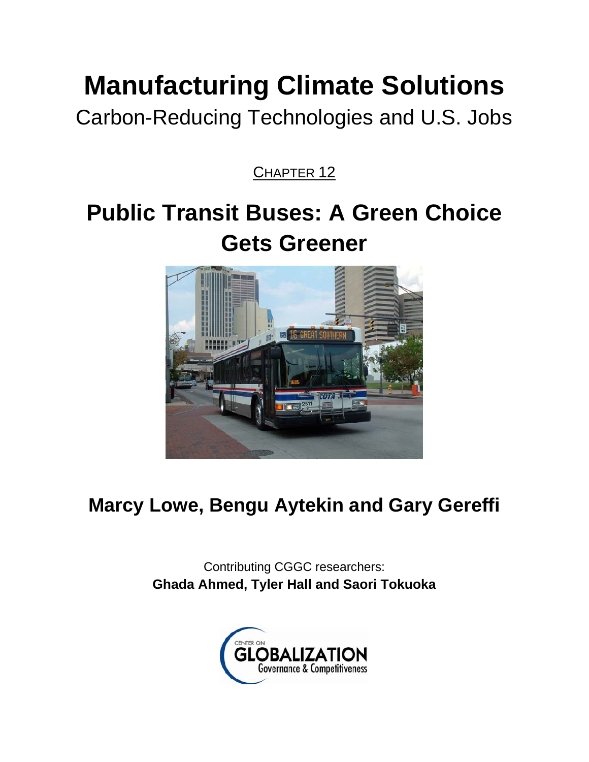# Manufacturing Climate Solutions

## Carbon-Reducing Technologies and U.S. Jobs

CHAPTER 12

# Public Transit Buses: A Green Choice Gets Greener

**Marcy Lowe, Bengu Aytekin and Gary Gereffi**

Contributing CGGC researchers:
**Ghada Ahmed, Tyler Hall and Saori Tokuoka**

CENTER ON GLOBALIZATION Governance & Competitiveness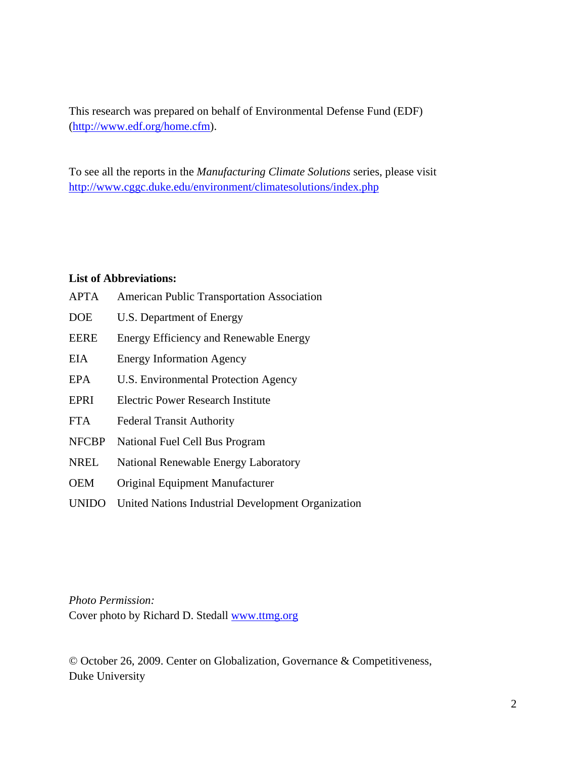This research was prepared on behalf of Environmental Defense Fund (EDF) (http://www.edf.org/home.cfm).

To see all the reports in the *Manufacturing Climate Solutions* series, please visit http://www.cggc.duke.edu/environment/climatesolutions/index.php

**List of Abbreviations:**

| | |
|---|---|
| APTA | American Public Transportation Association |
| DOE | U.S. Department of Energy |
| EERE | Energy Efficiency and Renewable Energy |
| EIA | Energy Information Agency |
| EPA | U.S. Environmental Protection Agency |
| EPRI | Electric Power Research Institute |
| FTA | Federal Transit Authority |
| NFCBP | National Fuel Cell Bus Program |
| NREL | National Renewable Energy Laboratory |
| OEM | Original Equipment Manufacturer |
| UNIDO | United Nations Industrial Development Organization |

*Photo Permission:*
Cover photo by Richard D. Stedall www.ttmg.org

© October 26, 2009. Center on Globalization, Governance & Competitiveness, Duke University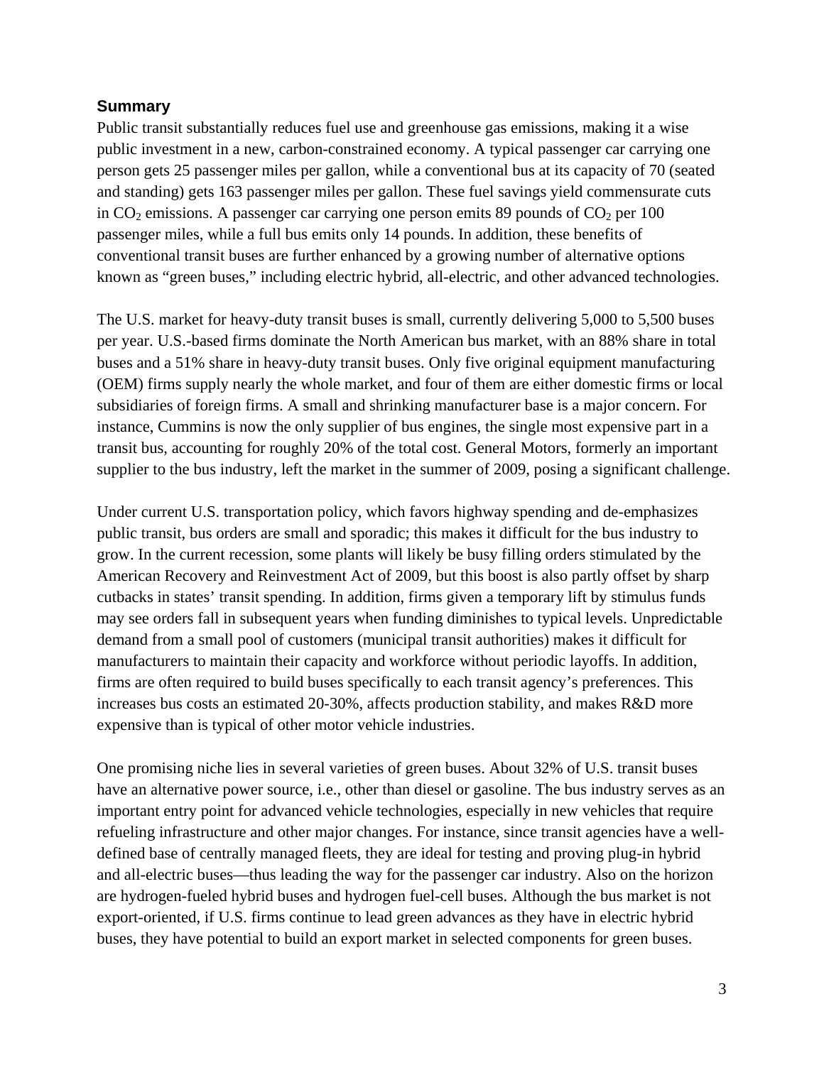## Summary

Public transit substantially reduces fuel use and greenhouse gas emissions, making it a wise public investment in a new, carbon-constrained economy. A typical passenger car carrying one person gets 25 passenger miles per gallon, while a conventional bus at its capacity of 70 (seated and standing) gets 163 passenger miles per gallon. These fuel savings yield commensurate cuts in $CO_2$ emissions. A passenger car carrying one person emits 89 pounds of $CO_2$ per 100 passenger miles, while a full bus emits only 14 pounds. In addition, these benefits of conventional transit buses are further enhanced by a growing number of alternative options known as "green buses," including electric hybrid, all-electric, and other advanced technologies.

The U.S. market for heavy-duty transit buses is small, currently delivering 5,000 to 5,500 buses per year. U.S.-based firms dominate the North American bus market, with an 88% share in total buses and a 51% share in heavy-duty transit buses. Only five original equipment manufacturing (OEM) firms supply nearly the whole market, and four of them are either domestic firms or local subsidiaries of foreign firms. A small and shrinking manufacturer base is a major concern. For instance, Cummins is now the only supplier of bus engines, the single most expensive part in a transit bus, accounting for roughly 20% of the total cost. General Motors, formerly an important supplier to the bus industry, left the market in the summer of 2009, posing a significant challenge.

Under current U.S. transportation policy, which favors highway spending and de-emphasizes public transit, bus orders are small and sporadic; this makes it difficult for the bus industry to grow. In the current recession, some plants will likely be busy filling orders stimulated by the American Recovery and Reinvestment Act of 2009, but this boost is also partly offset by sharp cutbacks in states' transit spending. In addition, firms given a temporary lift by stimulus funds may see orders fall in subsequent years when funding diminishes to typical levels. Unpredictable demand from a small pool of customers (municipal transit authorities) makes it difficult for manufacturers to maintain their capacity and workforce without periodic layoffs. In addition, firms are often required to build buses specifically to each transit agency's preferences. This increases bus costs an estimated 20-30%, affects production stability, and makes R&D more expensive than is typical of other motor vehicle industries.

One promising niche lies in several varieties of green buses. About 32% of U.S. transit buses have an alternative power source, i.e., other than diesel or gasoline. The bus industry serves as an important entry point for advanced vehicle technologies, especially in new vehicles that require refueling infrastructure and other major changes. For instance, since transit agencies have a well-defined base of centrally managed fleets, they are ideal for testing and proving plug-in hybrid and all-electric buses—thus leading the way for the passenger car industry. Also on the horizon are hydrogen-fueled hybrid buses and hydrogen fuel-cell buses. Although the bus market is not export-oriented, if U.S. firms continue to lead green advances as they have in electric hybrid buses, they have potential to build an export market in selected components for green buses.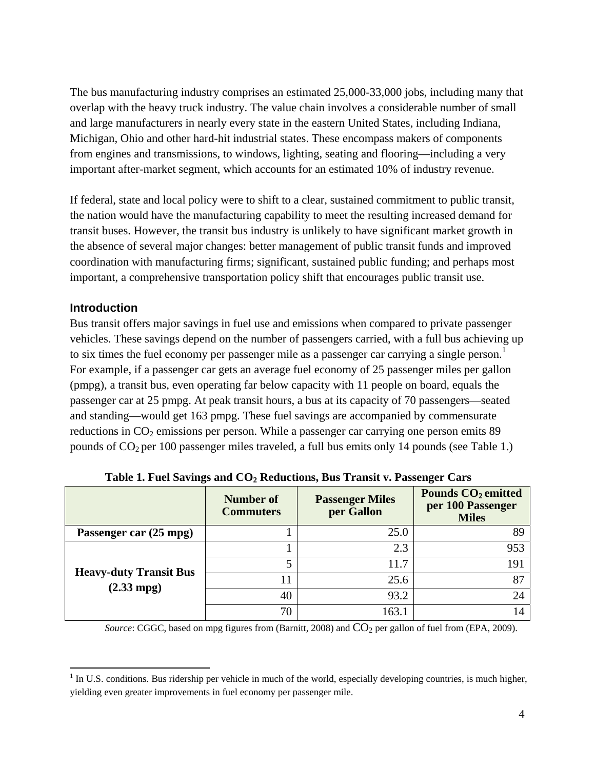The bus manufacturing industry comprises an estimated 25,000-33,000 jobs, including many that overlap with the heavy truck industry. The value chain involves a considerable number of small and large manufacturers in nearly every state in the eastern United States, including Indiana, Michigan, Ohio and other hard-hit industrial states. These encompass makers of components from engines and transmissions, to windows, lighting, seating and flooring—including a very important after-market segment, which accounts for an estimated 10% of industry revenue.

If federal, state and local policy were to shift to a clear, sustained commitment to public transit, the nation would have the manufacturing capability to meet the resulting increased demand for transit buses. However, the transit bus industry is unlikely to have significant market growth in the absence of several major changes: better management of public transit funds and improved coordination with manufacturing firms; significant, sustained public funding; and perhaps most important, a comprehensive transportation policy shift that encourages public transit use.

### Introduction

Bus transit offers major savings in fuel use and emissions when compared to private passenger vehicles. These savings depend on the number of passengers carried, with a full bus achieving up to six times the fuel economy per passenger mile as a passenger car carrying a single person.[1] For example, if a passenger car gets an average fuel economy of 25 passenger miles per gallon (pmpg), a transit bus, even operating far below capacity with 11 people on board, equals the passenger car at 25 pmpg. At peak transit hours, a bus at its capacity of 70 passengers—seated and standing—would get 163 pmpg. These fuel savings are accompanied by commensurate reductions in $CO_2$ emissions per person. While a passenger car carrying one person emits 89 pounds of $CO_2$ per 100 passenger miles traveled, a full bus emits only 14 pounds (see Table 1.)

**Table 1. Fuel Savings and $CO_2$ Reductions, Bus Transit v. Passenger Cars**

| | Number of Commuters | Passenger Miles per Gallon | Pounds $CO_2$ emitted per 100 Passenger Miles |
|---|---|---|---|
| **Passenger car (25 mpg)** | 1 | 25.0 | 89 |
| **Heavy-duty Transit Bus (2.33 mpg)** | 1 | 2.3 | 953 |
| | 5 | 11.7 | 191 |
| | 11 | 25.6 | 87 |
| | 40 | 93.2 | 24 |
| | 70 | 163.1 | 14 |

*Source*: CGGC, based on mpg figures from (Barnitt, 2008) and $CO_2$ per gallon of fuel from (EPA, 2009).

[1] In U.S. conditions. Bus ridership per vehicle in much of the world, especially developing countries, is much higher, yielding even greater improvements in fuel economy per passenger mile.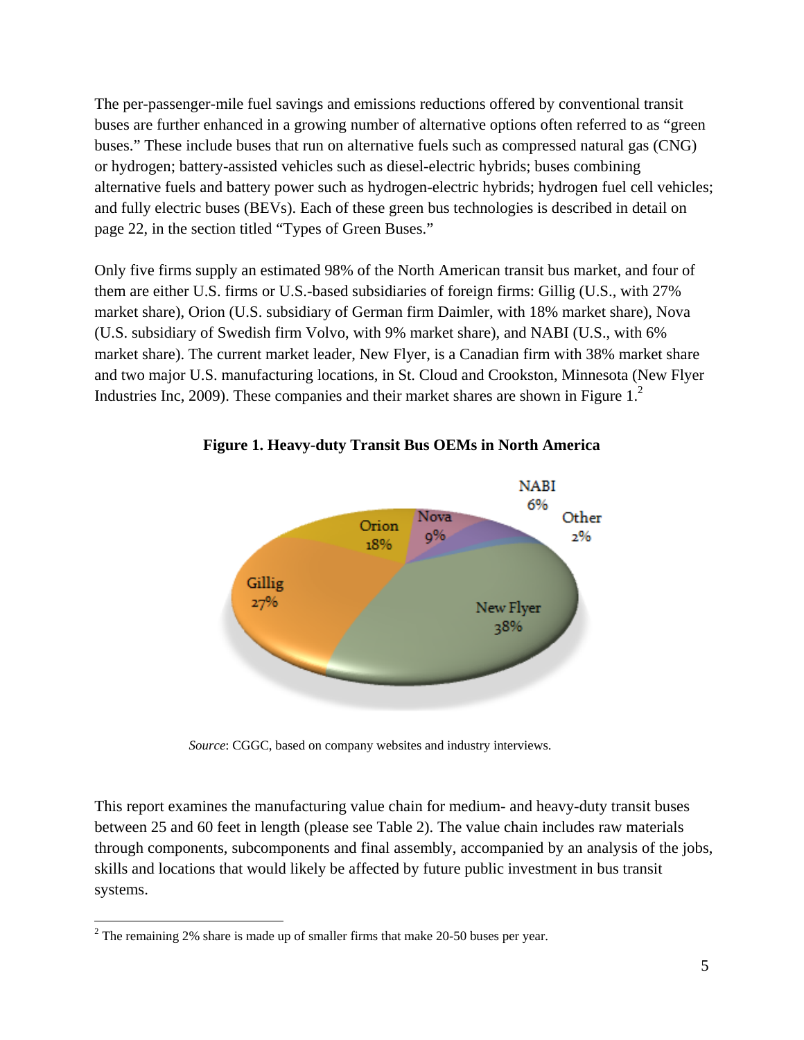The per-passenger-mile fuel savings and emissions reductions offered by conventional transit buses are further enhanced in a growing number of alternative options often referred to as "green buses." These include buses that run on alternative fuels such as compressed natural gas (CNG) or hydrogen; battery-assisted vehicles such as diesel-electric hybrids; buses combining alternative fuels and battery power such as hydrogen-electric hybrids; hydrogen fuel cell vehicles; and fully electric buses (BEVs). Each of these green bus technologies is described in detail on page 22, in the section titled "Types of Green Buses."

Only five firms supply an estimated 98% of the North American transit bus market, and four of them are either U.S. firms or U.S.-based subsidiaries of foreign firms: Gillig (U.S., with 27% market share), Orion (U.S. subsidiary of German firm Daimler, with 18% market share), Nova (U.S. subsidiary of Swedish firm Volvo, with 9% market share), and NABI (U.S., with 6% market share). The current market leader, New Flyer, is a Canadian firm with 38% market share and two major U.S. manufacturing locations, in St. Cloud and Crookston, Minnesota (New Flyer Industries Inc, 2009). These companies and their market shares are shown in Figure 1.[2]

**Figure 1. Heavy-duty Transit Bus OEMs in North America**

| OEM | Market Share |
|---|---|
| New Flyer | 38% |
| Gillig | 27% |
| Orion | 18% |
| Nova | 9% |
| NABI | 6% |
| Other | 2% |

*Source*: CGGC, based on company websites and industry interviews.

This report examines the manufacturing value chain for medium- and heavy-duty transit buses between 25 and 60 feet in length (please see Table 2). The value chain includes raw materials through components, subcomponents and final assembly, accompanied by an analysis of the jobs, skills and locations that would likely be affected by future public investment in bus transit systems.

[2] The remaining 2% share is made up of smaller firms that make 20-50 buses per year.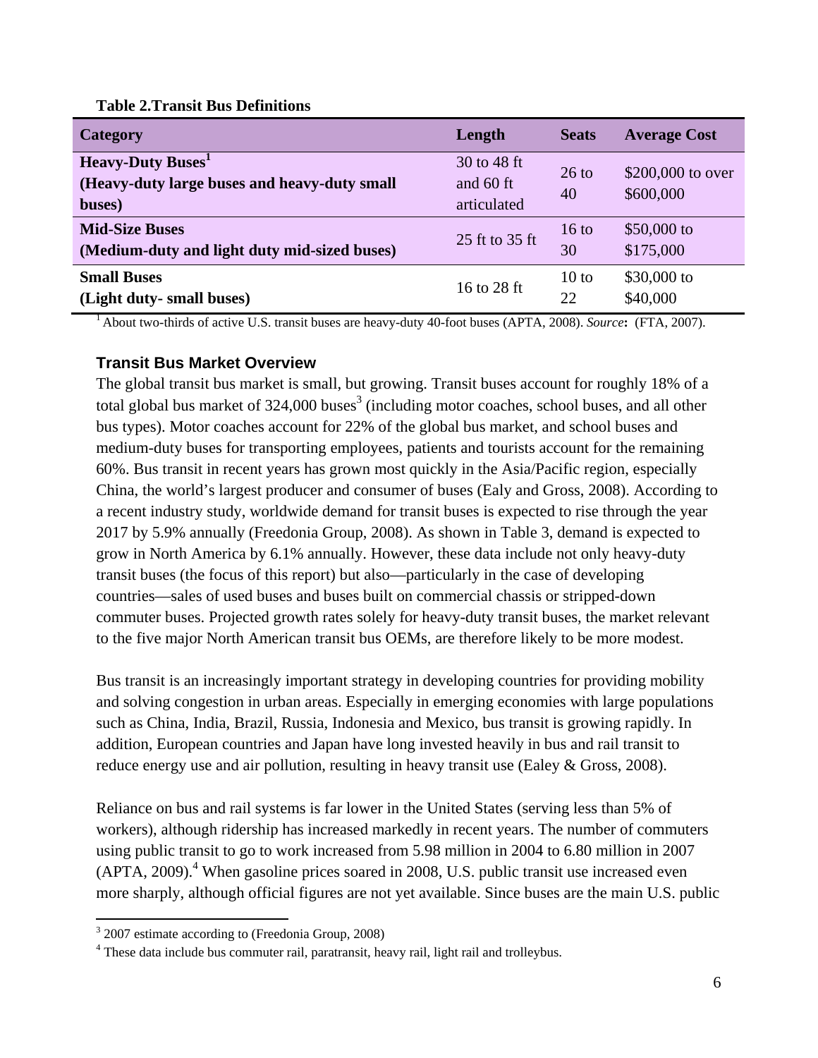**Table 2.Transit Bus Definitions**

| Category | Length | Seats | Average Cost |
|---|---|---|---|
| **Heavy-Duty Buses[1] (Heavy-duty large buses and heavy-duty small buses)** | 30 to 48 ft and 60 ft articulated | 26 to 40 | \$200,000 to over \$600,000 |
| **Mid-Size Buses (Medium-duty and light duty mid-sized buses)** | 25 ft to 35 ft | 16 to 30 | \$50,000 to \$175,000 |
| **Small Buses (Light duty- small buses)** | 16 to 28 ft | 10 to 22 | \$30,000 to \$40,000 |

[1] About two-thirds of active U.S. transit buses are heavy-duty 40-foot buses (APTA, 2008). *Source***:** (FTA, 2007).

### Transit Bus Market Overview

The global transit bus market is small, but growing. Transit buses account for roughly 18% of a total global bus market of 324,000 buses[3] (including motor coaches, school buses, and all other bus types). Motor coaches account for 22% of the global bus market, and school buses and medium-duty buses for transporting employees, patients and tourists account for the remaining 60%. Bus transit in recent years has grown most quickly in the Asia/Pacific region, especially China, the world's largest producer and consumer of buses (Ealy and Gross, 2008). According to a recent industry study, worldwide demand for transit buses is expected to rise through the year 2017 by 5.9% annually (Freedonia Group, 2008). As shown in Table 3, demand is expected to grow in North America by 6.1% annually. However, these data include not only heavy-duty transit buses (the focus of this report) but also—particularly in the case of developing countries—sales of used buses and buses built on commercial chassis or stripped-down commuter buses. Projected growth rates solely for heavy-duty transit buses, the market relevant to the five major North American transit bus OEMs, are therefore likely to be more modest.

Bus transit is an increasingly important strategy in developing countries for providing mobility and solving congestion in urban areas. Especially in emerging economies with large populations such as China, India, Brazil, Russia, Indonesia and Mexico, bus transit is growing rapidly. In addition, European countries and Japan have long invested heavily in bus and rail transit to reduce energy use and air pollution, resulting in heavy transit use (Ealey & Gross, 2008).

Reliance on bus and rail systems is far lower in the United States (serving less than 5% of workers), although ridership has increased markedly in recent years. The number of commuters using public transit to go to work increased from 5.98 million in 2004 to 6.80 million in 2007 (APTA, 2009).[4] When gasoline prices soared in 2008, U.S. public transit use increased even more sharply, although official figures are not yet available. Since buses are the main U.S. public

[3] 2007 estimate according to (Freedonia Group, 2008)

[4] These data include bus commuter rail, paratransit, heavy rail, light rail and trolleybus.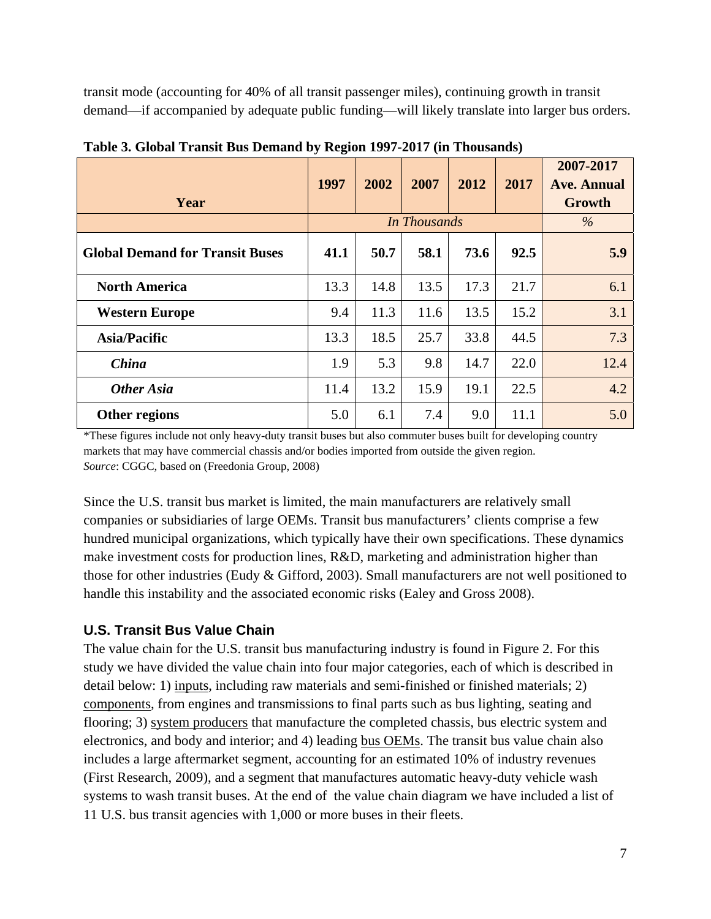transit mode (accounting for 40% of all transit passenger miles), continuing growth in transit demand—if accompanied by adequate public funding—will likely translate into larger bus orders.

**Table 3. Global Transit Bus Demand by Region 1997-2017 (in Thousands)**

| Year | 1997 | 2002 | 2007 | 2012 | 2017 | 2007-2017 Ave. Annual Growth |
|---|---|---|---|---|---|---|
| | *In Thousands* | | | | | *%* |
| **Global Demand for Transit Buses** | **41.1** | **50.7** | **58.1** | **73.6** | **92.5** | **5.9** |
| **North America** | 13.3 | 14.8 | 13.5 | 17.3 | 21.7 | 6.1 |
| **Western Europe** | 9.4 | 11.3 | 11.6 | 13.5 | 15.2 | 3.1 |
| **Asia/Pacific** | 13.3 | 18.5 | 25.7 | 33.8 | 44.5 | 7.3 |
| ***China*** | 1.9 | 5.3 | 9.8 | 14.7 | 22.0 | 12.4 |
| ***Other Asia*** | 11.4 | 13.2 | 15.9 | 19.1 | 22.5 | 4.2 |
| **Other regions** | 5.0 | 6.1 | 7.4 | 9.0 | 11.1 | 5.0 |

*These figures include not only heavy-duty transit buses but also commuter buses built for developing country markets that may have commercial chassis and/or bodies imported from outside the given region.
*Source*: CGGC, based on (Freedonia Group, 2008)

Since the U.S. transit bus market is limited, the main manufacturers are relatively small companies or subsidiaries of large OEMs. Transit bus manufacturers' clients comprise a few hundred municipal organizations, which typically have their own specifications. These dynamics make investment costs for production lines, R&D, marketing and administration higher than those for other industries (Eudy & Gifford, 2003). Small manufacturers are not well positioned to handle this instability and the associated economic risks (Ealey and Gross 2008).

## U.S. Transit Bus Value Chain

The value chain for the U.S. transit bus manufacturing industry is found in Figure 2. For this study we have divided the value chain into four major categories, each of which is described in detail below: 1) inputs, including raw materials and semi-finished or finished materials; 2) components, from engines and transmissions to final parts such as bus lighting, seating and flooring; 3) system producers that manufacture the completed chassis, bus electric system and electronics, and body and interior; and 4) leading bus OEMs. The transit bus value chain also includes a large aftermarket segment, accounting for an estimated 10% of industry revenues (First Research, 2009), and a segment that manufactures automatic heavy-duty vehicle wash systems to wash transit buses. At the end of the value chain diagram we have included a list of 11 U.S. bus transit agencies with 1,000 or more buses in their fleets.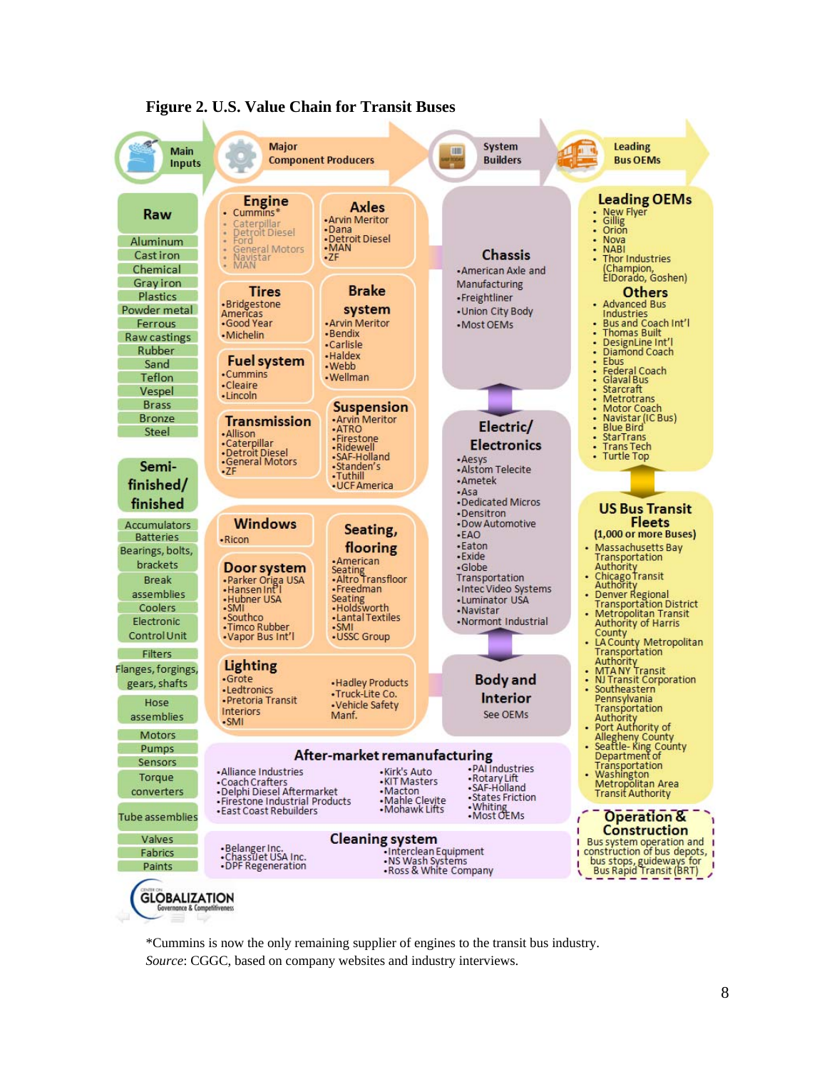**Figure 2. U.S. Value Chain for Transit Buses**

**Main Inputs** → **Major Component Producers** → **System Builders** → **Leading Bus OEMs**

### Main Inputs

**Raw**
- Aluminum
- Cast iron
- Chemical
- Gray iron
- Plastics
- Powder metal
- Ferrous
- Raw castings
- Rubber
- Sand
- Teflon
- Vespel
- Brass
- Bronze
- Steel

**Semi-finished/finished**
- Accumulators
- Batteries
- Bearings, bolts, brackets
- Break assemblies
- Coolers
- Electronic Control Unit
- Filters
- Flanges, forgings, gears, shafts
- Hose assemblies
- Motors
- Pumps
- Sensors
- Torque converters
- Tube assemblies
- Valves
- Fabrics
- Paints

### Major Component Producers

**Engine**
- Cummins*
- Caterpillar
- Detroit Diesel
- Ford
- General Motors
- Navistar
- MAN

**Axles**
- Arvin Meritor
- Dana
- Detroit Diesel
- MAN
- ZF

**Tires**
- Bridgestone Americas
- Good Year
- Michelin

**Brake system**
- Arvin Meritor
- Bendix
- Carlisle
- Haldex
- Webb
- Wellman

**Fuel system**
- Cummins
- Cleaire
- Lincoln

**Transmission**
- Allison
- Caterpillar
- Detroit Diesel
- General Motors
- ZF

**Suspension**
- Arvin Meritor
- ATRO
- Firestone
- Ridewell
- SAF-Holland
- Standen's
- Tuthill
- UCF America

**Windows**
- Ricon

**Seating, flooring**
- American Seating
- Altro Transfloor
- Freedman Seating
- Holdsworth
- Lantal Textiles
- SMI
- USSC Group

**Door system**
- Parker Origa USA
- Hansen Int'l
- Hubner USA
- SMI
- Southco
- Timco Rubber
- Vapor Bus Int'l

**Lighting**
- Grote
- Ledtronics
- Pretoria Transit Interiors
- SMI
- Hadley Products
- Truck-Lite Co.
- Vehicle Safety Manf.

### System Builders

**Chassis**
- American Axle and Manufacturing
- Freightliner
- Union City Body
- Most OEMs

**Electric/ Electronics**
- Aesys
- Alstom Telecite
- Ametek
- Asa
- Dedicated Micros
- Densitron
- Dow Automotive
- EAO
- Eaton
- Exide
- Globe Transportation
- Intec Video Systems
- Luminator USA
- Navistar
- Normont Industrial

**Body and Interior**
See OEMs

### Leading Bus OEMs

**Leading OEMs**
- New Flyer
- Gillig
- Orion
- Nova
- NABI
- Thor Industries (Champion, ElDorado, Goshen)

**Others**
- Advanced Bus Industries
- Bus and Coach Int'l
- Thomas Built
- DesignLine Int'l
- Diamond Coach
- Ebus
- Federal Coach
- Glaval Bus
- Starcraft
- Metrotrans
- Motor Coach
- Navistar (IC Bus)
- Blue Bird
- StarTrans
- Trans Tech
- Turtle Top

**US Bus Transit Fleets (1,000 or more Buses)**
- Massachusetts Bay Transportation Authority
- Chicago Transit Authority
- Denver Regional Transportation District
- Metropolitan Transit Authority of Harris County
- LA County Metropolitan Transportation Authority
- MTA NY Transit
- NJ Transit Corporation
- Southeastern Pennsylvania Transportation Authority
- Port Authority of Allegheny County
- Seattle- King County Department of Transportation
- Washington Metropolitan Area Transit Authority

**Operation & Construction**
Bus system operation and construction of bus depots, bus stops, guideways for Bus Rapid Transit (BRT)

### After-market remanufacturing
- Alliance Industries
- Coach Crafters
- Delphi Diesel Aftermarket
- Firestone Industrial Products
- East Coast Rebuilders
- Kirk's Auto
- KIT Masters
- Macton
- Mahle Clevite
- Mohawk Lifts
- PAI Industries
- Rotary Lift
- SAF-Holland
- States Friction
- Whiting
- Most OEMs

### Cleaning system
- Belanger Inc.
- ChassiJet USA Inc.
- DPF Regeneration
- Interclean Equipment
- NS Wash Systems
- Ross & White Company

CENTER ON GLOBALIZATION Governance & Competitiveness

*Cummins is now the only remaining supplier of engines to the transit bus industry.
*Source*: CGGC, based on company websites and industry interviews.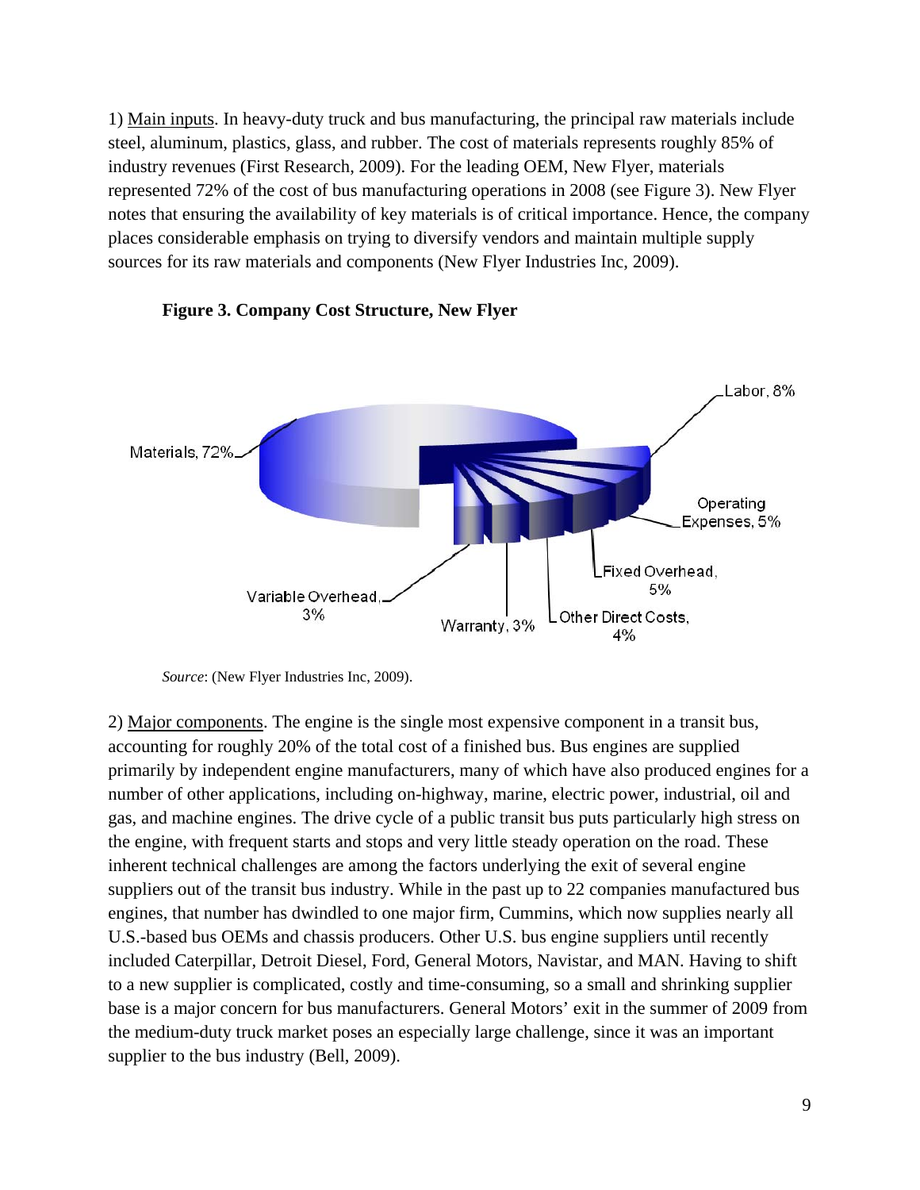1) Main inputs. In heavy-duty truck and bus manufacturing, the principal raw materials include steel, aluminum, plastics, glass, and rubber. The cost of materials represents roughly 85% of industry revenues (First Research, 2009). For the leading OEM, New Flyer, materials represented 72% of the cost of bus manufacturing operations in 2008 (see Figure 3). New Flyer notes that ensuring the availability of key materials is of critical importance. Hence, the company places considerable emphasis on trying to diversify vendors and maintain multiple supply sources for its raw materials and components (New Flyer Industries Inc, 2009).

**Figure 3. Company Cost Structure, New Flyer**

Materials, 72%; Labor, 8%; Operating Expenses, 5%; Fixed Overhead, 5%; Other Direct Costs, 4%; Warranty, 3%; Variable Overhead, 3%

*Source*: (New Flyer Industries Inc, 2009).

2) Major components. The engine is the single most expensive component in a transit bus, accounting for roughly 20% of the total cost of a finished bus. Bus engines are supplied primarily by independent engine manufacturers, many of which have also produced engines for a number of other applications, including on-highway, marine, electric power, industrial, oil and gas, and machine engines. The drive cycle of a public transit bus puts particularly high stress on the engine, with frequent starts and stops and very little steady operation on the road. These inherent technical challenges are among the factors underlying the exit of several engine suppliers out of the transit bus industry. While in the past up to 22 companies manufactured bus engines, that number has dwindled to one major firm, Cummins, which now supplies nearly all U.S.-based bus OEMs and chassis producers. Other U.S. bus engine suppliers until recently included Caterpillar, Detroit Diesel, Ford, General Motors, Navistar, and MAN. Having to shift to a new supplier is complicated, costly and time-consuming, so a small and shrinking supplier base is a major concern for bus manufacturers. General Motors' exit in the summer of 2009 from the medium-duty truck market poses an especially large challenge, since it was an important supplier to the bus industry (Bell, 2009).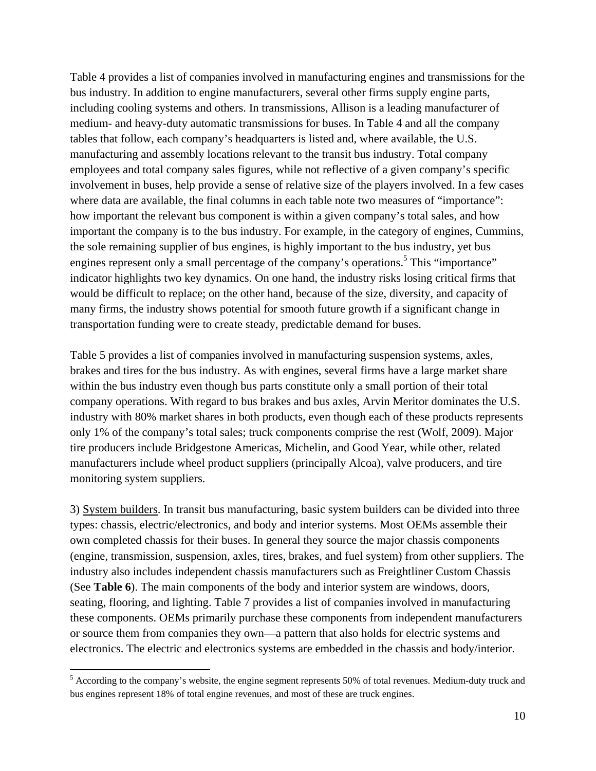Table 4 provides a list of companies involved in manufacturing engines and transmissions for the bus industry. In addition to engine manufacturers, several other firms supply engine parts, including cooling systems and others. In transmissions, Allison is a leading manufacturer of medium- and heavy-duty automatic transmissions for buses. In Table 4 and all the company tables that follow, each company's headquarters is listed and, where available, the U.S. manufacturing and assembly locations relevant to the transit bus industry. Total company employees and total company sales figures, while not reflective of a given company's specific involvement in buses, help provide a sense of relative size of the players involved. In a few cases where data are available, the final columns in each table note two measures of "importance": how important the relevant bus component is within a given company's total sales, and how important the company is to the bus industry. For example, in the category of engines, Cummins, the sole remaining supplier of bus engines, is highly important to the bus industry, yet bus engines represent only a small percentage of the company's operations.[5] This "importance" indicator highlights two key dynamics. On one hand, the industry risks losing critical firms that would be difficult to replace; on the other hand, because of the size, diversity, and capacity of many firms, the industry shows potential for smooth future growth if a significant change in transportation funding were to create steady, predictable demand for buses.

Table 5 provides a list of companies involved in manufacturing suspension systems, axles, brakes and tires for the bus industry. As with engines, several firms have a large market share within the bus industry even though bus parts constitute only a small portion of their total company operations. With regard to bus brakes and bus axles, Arvin Meritor dominates the U.S. industry with 80% market shares in both products, even though each of these products represents only 1% of the company's total sales; truck components comprise the rest (Wolf, 2009). Major tire producers include Bridgestone Americas, Michelin, and Good Year, while other, related manufacturers include wheel product suppliers (principally Alcoa), valve producers, and tire monitoring system suppliers.

3) System builders. In transit bus manufacturing, basic system builders can be divided into three types: chassis, electric/electronics, and body and interior systems. Most OEMs assemble their own completed chassis for their buses. In general they source the major chassis components (engine, transmission, suspension, axles, tires, brakes, and fuel system) from other suppliers. The industry also includes independent chassis manufacturers such as Freightliner Custom Chassis (See **Table 6**). The main components of the body and interior system are windows, doors, seating, flooring, and lighting. Table 7 provides a list of companies involved in manufacturing these components. OEMs primarily purchase these components from independent manufacturers or source them from companies they own—a pattern that also holds for electric systems and electronics. The electric and electronics systems are embedded in the chassis and body/interior.

[5] According to the company's website, the engine segment represents 50% of total revenues. Medium-duty truck and bus engines represent 18% of total engine revenues, and most of these are truck engines.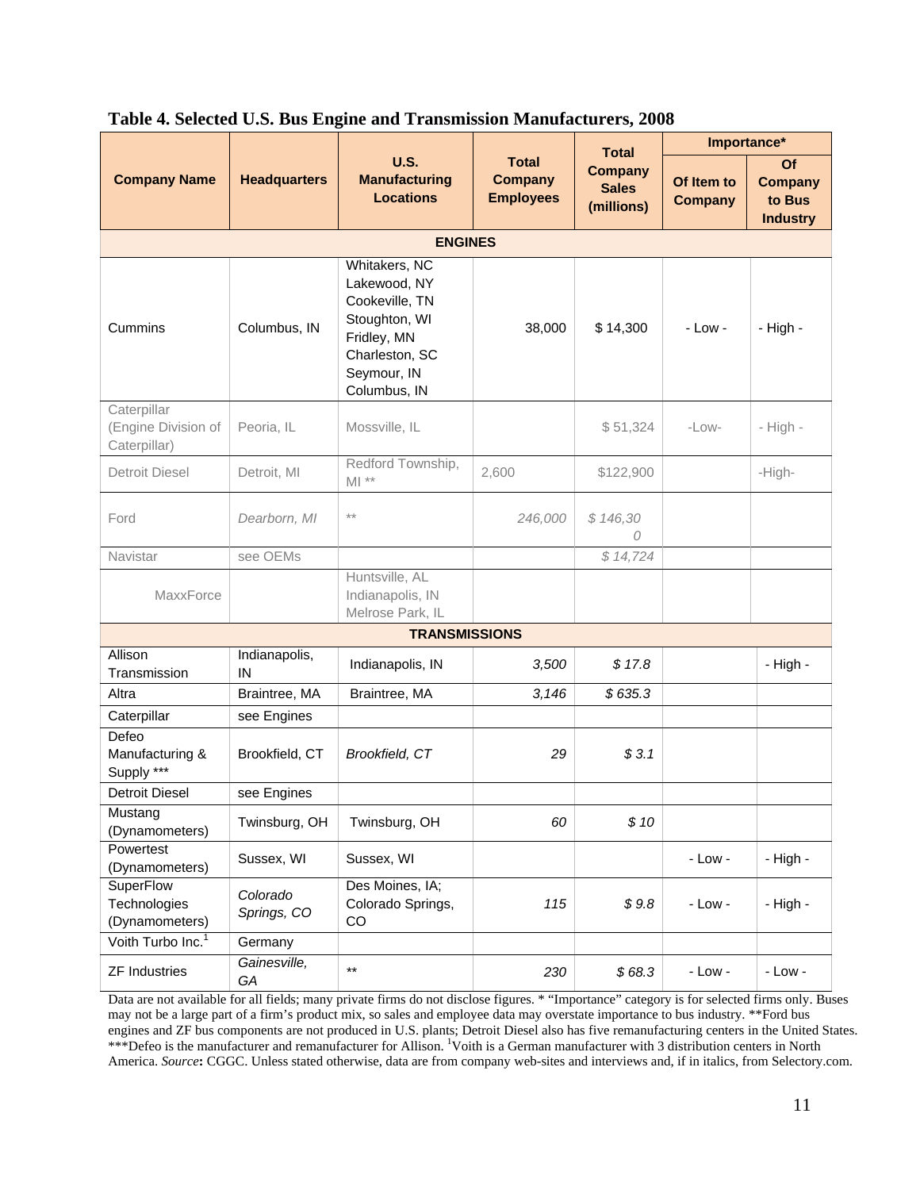**Table 4. Selected U.S. Bus Engine and Transmission Manufacturers, 2008**

| Company Name | Headquarters | U.S. Manufacturing Locations | Total Company Employees | Total Company Sales (millions) | Importance* | |
|---|---|---|---|---|---|---|
| | | | | | Of Item to Company | Of Company to Bus Industry |
| **ENGINES** | | | | | | |
| Cummins | Columbus, IN | Whitakers, NC Lakewood, NY Cookeville, TN Stoughton, WI Fridley, MN Charleston, SC Seymour, IN Columbus, IN | 38,000 | $ 14,300 | - Low - | - High - |
| Caterpillar (Engine Division of Caterpillar) | Peoria, IL | Mossville, IL | | $ 51,324 | -Low- | - High - |
| Detroit Diesel | Detroit, MI | Redford Township, MI ** | 2,600 | $122,900 | | -High- |
| Ford | *Dearborn, MI* | ** | *246,000* | *$ 146,300* | | |
| Navistar | see OEMs | | | *$ 14,724* | | |
| MaxxForce | | Huntsville, AL Indianapolis, IN Melrose Park, IL | | | | |
| **TRANSMISSIONS** | | | | | | |
| Allison Transmission | Indianapolis, IN | Indianapolis, IN | *3,500* | *$ 17.8* | | - High - |
| Altra | Braintree, MA | Braintree, MA | *3,146* | *$ 635.3* | | |
| Caterpillar | see Engines | | | | | |
| Defeo Manufacturing & Supply *** | Brookfield, CT | *Brookfield, CT* | *29* | *$ 3.1* | | |
| Detroit Diesel | see Engines | | | | | |
| Mustang (Dynamometers) | Twinsburg, OH | Twinsburg, OH | *60* | *$ 10* | | |
| Powertest (Dynamometers) | Sussex, WI | Sussex, WI | | | - Low - | - High - |
| SuperFlow Technologies (Dynamometers) | *Colorado Springs, CO* | Des Moines, IA; Colorado Springs, CO | *115* | *$ 9.8* | - Low - | - High - |
| Voith Turbo Inc.[1] | Germany | | | | | |
| ZF Industries | *Gainesville, GA* | ** | *230* | *$ 68.3* | - Low - | - Low - |

Data are not available for all fields; many private firms do not disclose figures. * "Importance" category is for selected firms only. Buses may not be a large part of a firm's product mix, so sales and employee data may overstate importance to bus industry. **Ford bus engines and ZF bus components are not produced in U.S. plants; Detroit Diesel also has five remanufacturing centers in the United States. ***Defeo is the manufacturer and remanufacturer for Allison. [1]Voith is a German manufacturer with 3 distribution centers in North America. *Source***:** CGGC. Unless stated otherwise, data are from company web-sites and interviews and, if in italics, from Selectory.com.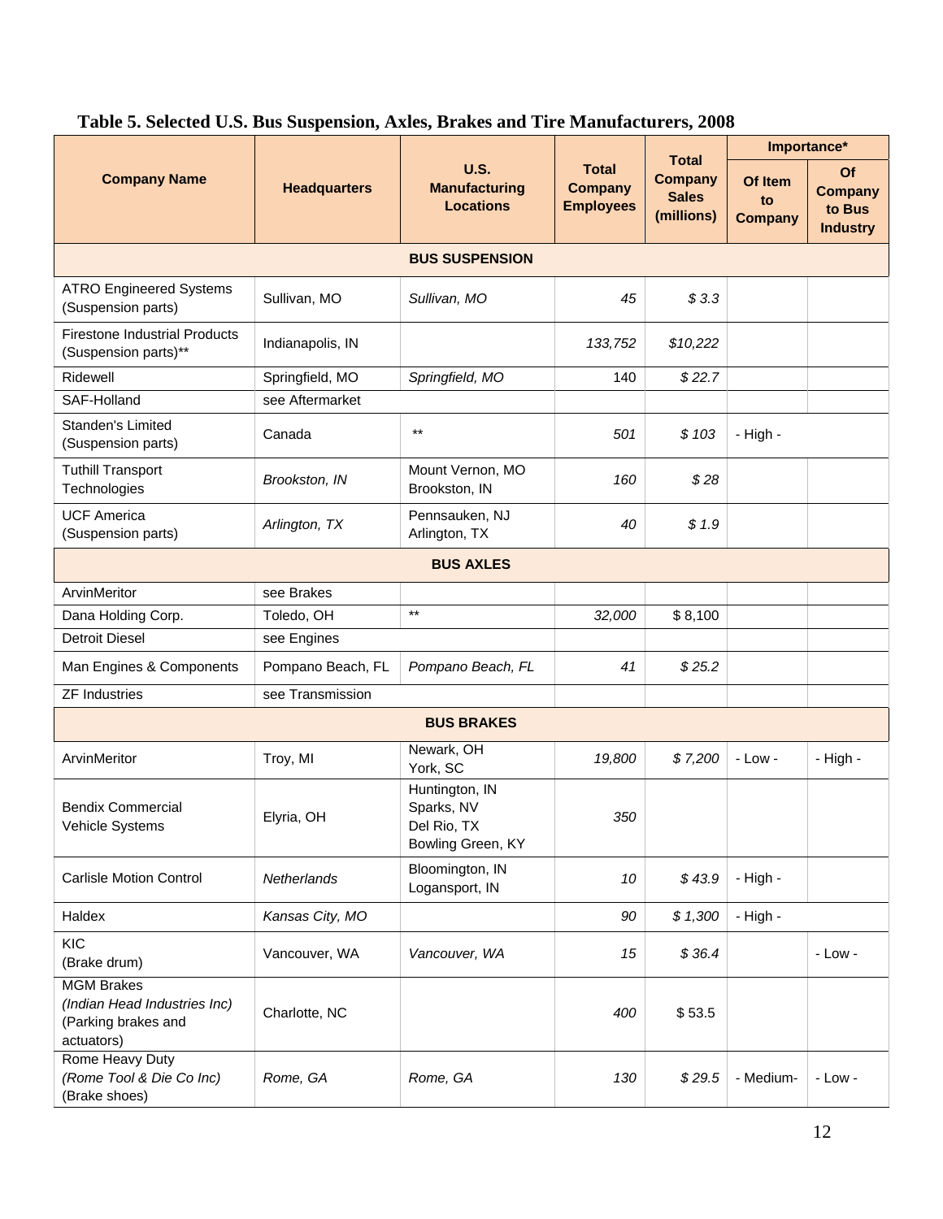**Table 5. Selected U.S. Bus Suspension, Axles, Brakes and Tire Manufacturers, 2008**

| Company Name | Headquarters | U.S. Manufacturing Locations | Total Company Employees | Total Company Sales (millions) | Importance* | |
|---|---|---|---|---|---|---|
| | | | | | Of Item to Company | Of Company to Bus Industry |
| **BUS SUSPENSION** | | | | | | |
| ATRO Engineered Systems (Suspension parts) | Sullivan, MO | *Sullivan, MO* | *45* | *$ 3.3* | | |
| Firestone Industrial Products (Suspension parts)** | Indianapolis, IN | | *133,752* | *$10,222* | | |
| Ridewell | Springfield, MO | *Springfield, MO* | 140 | *$ 22.7* | | |
| SAF-Holland | see Aftermarket | | | | | |
| Standen's Limited (Suspension parts) | Canada | ** | *501* | *$ 103* | - High - | |
| Tuthill Transport Technologies | *Brookston, IN* | Mount Vernon, MO Brookston, IN | *160* | *$ 28* | | |
| UCF America (Suspension parts) | *Arlington, TX* | Pennsauken, NJ Arlington, TX | *40* | *$ 1.9* | | |
| **BUS AXLES** | | | | | | |
| ArvinMeritor | see Brakes | | | | | |
| Dana Holding Corp. | Toledo, OH | ** | *32,000* | $ 8,100 | | |
| Detroit Diesel | see Engines | | | | | |
| Man Engines & Components | Pompano Beach, FL | *Pompano Beach, FL* | *41* | *$ 25.2* | | |
| ZF Industries | see Transmission | | | | | |
| **BUS BRAKES** | | | | | | |
| ArvinMeritor | Troy, MI | Newark, OH York, SC | *19,800* | *$ 7,200* | - Low - | - High - |
| Bendix Commercial Vehicle Systems | Elyria, OH | Huntington, IN Sparks, NV Del Rio, TX Bowling Green, KY | *350* | | | |
| Carlisle Motion Control | *Netherlands* | Bloomington, IN Logansport, IN | *10* | *$ 43.9* | - High - | |
| Haldex | *Kansas City, MO* | | *90* | *$ 1,300* | - High - | |
| KIC (Brake drum) | Vancouver, WA | *Vancouver, WA* | *15* | *$ 36.4* | | - Low - |
| MGM Brakes *(Indian Head Industries Inc)* (Parking brakes and actuators) | Charlotte, NC | | *400* | $ 53.5 | | |
| Rome Heavy Duty *(Rome Tool & Die Co Inc)* (Brake shoes) | *Rome, GA* | *Rome, GA* | *130* | *$ 29.5* | - Medium- | - Low - |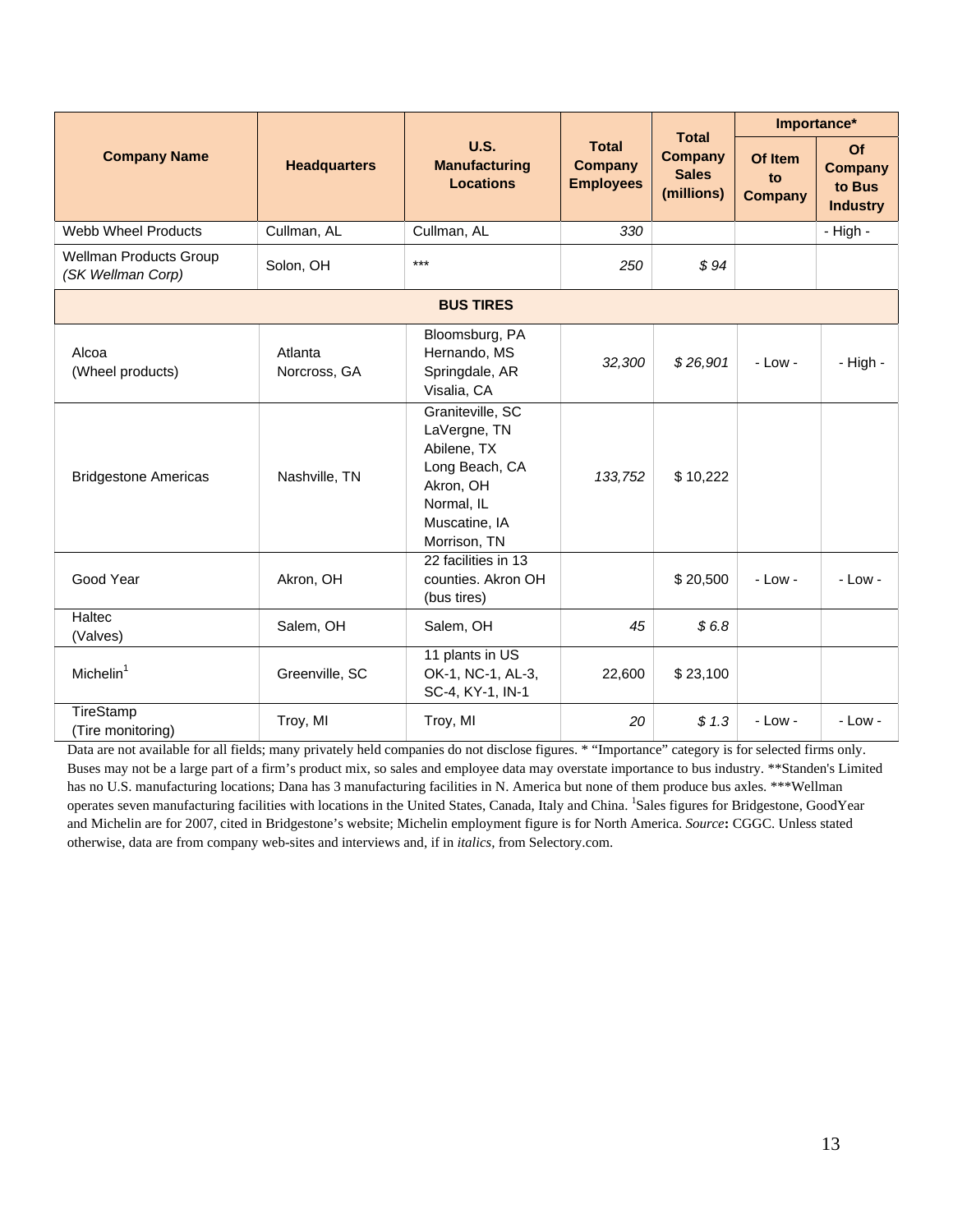| Company Name | Headquarters | U.S. Manufacturing Locations | Total Company Employees | Total Company Sales (millions) | Importance* | |
|---|---|---|---|---|---|---|
| | | | | | Of Item to Company | Of Company to Bus Industry |
| Webb Wheel Products | Cullman, AL | Cullman, AL | *330* | | | - High - |
| Wellman Products Group *(SK Wellman Corp)* | Solon, OH | *** | *250* | *$ 94* | | |
| **BUS TIRES** | | | | | | |
| Alcoa (Wheel products) | Atlanta Norcross, GA | Bloomsburg, PA Hernando, MS Springdale, AR Visalia, CA | *32,300* | *$ 26,901* | - Low - | - High - |
| Bridgestone Americas | Nashville, TN | Graniteville, SC LaVergne, TN Abilene, TX Long Beach, CA Akron, OH Normal, IL Muscatine, IA Morrison, TN | *133,752* | $ 10,222 | | |
| Good Year | Akron, OH | 22 facilities in 13 counties. Akron OH (bus tires) | | $ 20,500 | - Low - | - Low - |
| Haltec (Valves) | Salem, OH | Salem, OH | *45* | *$ 6.8* | | |
| Michelin[1] | Greenville, SC | 11 plants in US OK-1, NC-1, AL-3, SC-4, KY-1, IN-1 | 22,600 | $ 23,100 | | |
| TireStamp (Tire monitoring) | Troy, MI | Troy, MI | *20* | *$ 1.3* | - Low - | - Low - |

Data are not available for all fields; many privately held companies do not disclose figures. * "Importance" category is for selected firms only. Buses may not be a large part of a firm's product mix, so sales and employee data may overstate importance to bus industry. **Standen's Limited has no U.S. manufacturing locations; Dana has 3 manufacturing facilities in N. America but none of them produce bus axles. ***Wellman operates seven manufacturing facilities with locations in the United States, Canada, Italy and China. [1]Sales figures for Bridgestone, GoodYear and Michelin are for 2007, cited in Bridgestone's website; Michelin employment figure is for North America. *Source***:** CGGC. Unless stated otherwise, data are from company web-sites and interviews and, if in *italics*, from Selectory.com.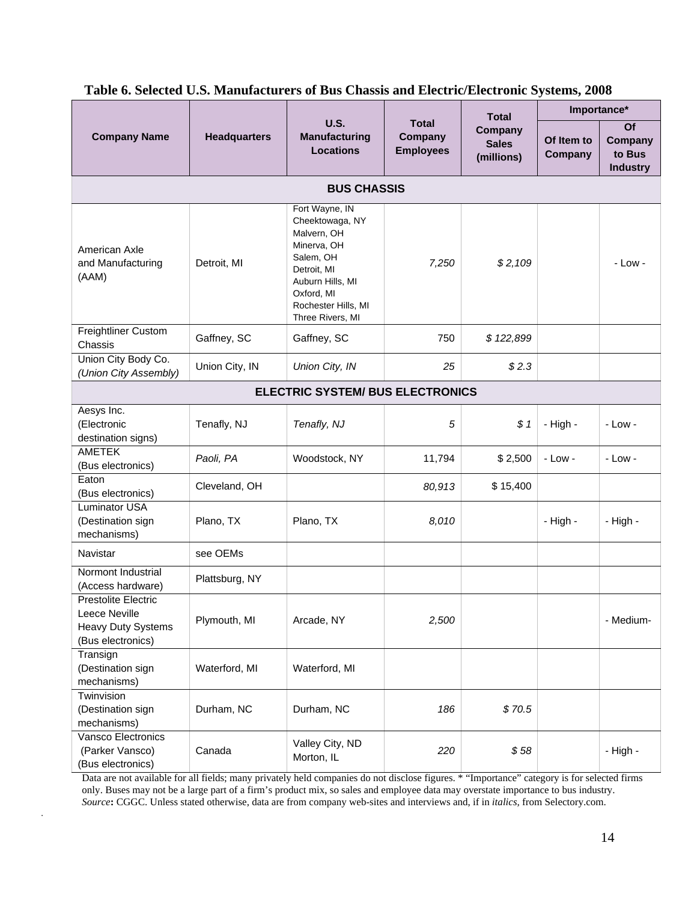**Table 6. Selected U.S. Manufacturers of Bus Chassis and Electric/Electronic Systems, 2008**

| Company Name | Headquarters | U.S. Manufacturing Locations | Total Company Employees | Total Company Sales (millions) | Importance* | |
|---|---|---|---|---|---|---|
| | | | | | Of Item to Company | Of Company to Bus Industry |
| **BUS CHASSIS** | | | | | | |
| American Axle and Manufacturing (AAM) | Detroit, MI | Fort Wayne, IN<br>Cheektowaga, NY<br>Malvern, OH<br>Minerva, OH<br>Salem, OH<br>Detroit, MI<br>Auburn Hills, MI<br>Oxford, MI<br>Rochester Hills, MI<br>Three Rivers, MI | *7,250* | *$ 2,109* | | - Low - |
| Freightliner Custom Chassis | Gaffney, SC | Gaffney, SC | 750 | *$ 122,899* | | |
| Union City Body Co. *(Union City Assembly)* | Union City, IN | *Union City, IN* | *25* | *$ 2.3* | | |
| **ELECTRIC SYSTEM/ BUS ELECTRONICS** | | | | | | |
| Aesys Inc. (Electronic destination signs) | Tenafly, NJ | *Tenafly, NJ* | *5* | *$ 1* | - High - | - Low - |
| AMETEK (Bus electronics) | *Paoli, PA* | Woodstock, NY | 11,794 | $ 2,500 | - Low - | - Low - |
| Eaton (Bus electronics) | Cleveland, OH | | *80,913* | $ 15,400 | | |
| Luminator USA (Destination sign mechanisms) | Plano, TX | Plano, TX | *8,010* | | - High - | - High - |
| Navistar | see OEMs | | | | | |
| Normont Industrial (Access hardware) | Plattsburg, NY | | | | | |
| Prestolite Electric Leece Neville Heavy Duty Systems (Bus electronics) | Plymouth, MI | Arcade, NY | *2,500* | | | - Medium- |
| Transign (Destination sign mechanisms) | Waterford, MI | Waterford, MI | | | | |
| Twinvision (Destination sign mechanisms) | Durham, NC | Durham, NC | *186* | *$ 70.5* | | |
| Vansco Electronics (Parker Vansco) (Bus electronics) | Canada | Valley City, ND<br>Morton, IL | *220* | *$ 58* | | - High - |

Data are not available for all fields; many privately held companies do not disclose figures. * "Importance" category is for selected firms only. Buses may not be a large part of a firm's product mix, so sales and employee data may overstate importance to bus industry. *Source***:** CGGC. Unless stated otherwise, data are from company web-sites and interviews and, if in *italics*, from Selectory.com.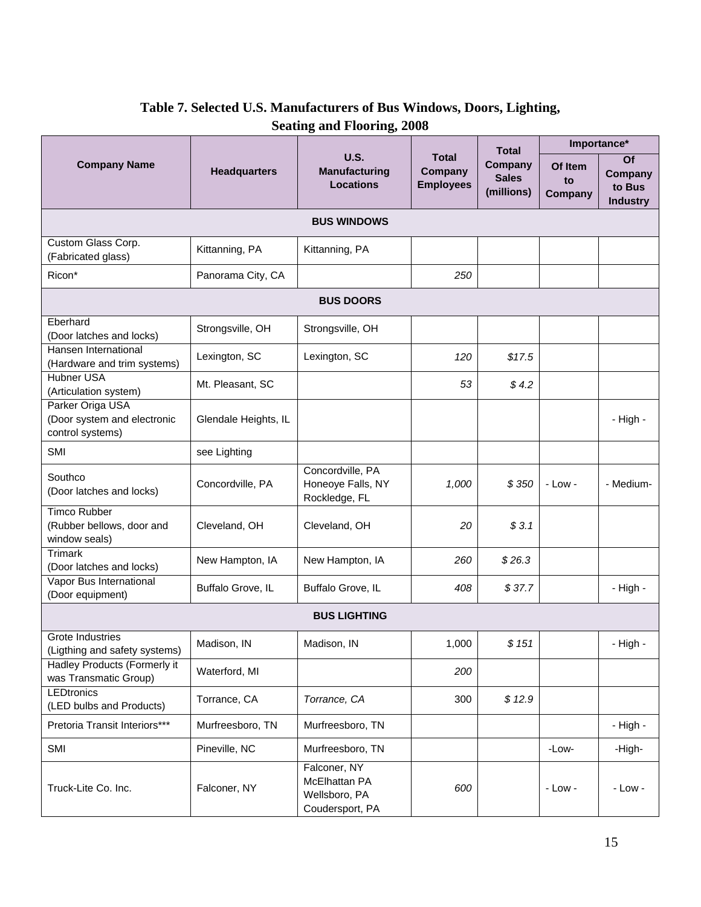**Table 7. Selected U.S. Manufacturers of Bus Windows, Doors, Lighting, Seating and Flooring, 2008**

| Company Name | Headquarters | U.S. Manufacturing Locations | Total Company Employees | Total Company Sales (millions) | Importance* | |
|---|---|---|---|---|---|---|
| | | | | | Of Item to Company | Of Company to Bus Industry |
| **BUS WINDOWS** | | | | | | |
| Custom Glass Corp. (Fabricated glass) | Kittanning, PA | Kittanning, PA | | | | |
| Ricon* | Panorama City, CA | | *250* | | | |
| **BUS DOORS** | | | | | | |
| Eberhard (Door latches and locks) | Strongsville, OH | Strongsville, OH | | | | |
| Hansen International (Hardware and trim systems) | Lexington, SC | Lexington, SC | *120* | *$17.5* | | |
| Hubner USA (Articulation system) | Mt. Pleasant, SC | | *53* | *$ 4.2* | | |
| Parker Origa USA (Door system and electronic control systems) | Glendale Heights, IL | | | | | - High - |
| SMI | see Lighting | | | | | |
| Southco (Door latches and locks) | Concordville, PA | Concordville, PA<br>Honeoye Falls, NY<br>Rockledge, FL | *1,000* | *$ 350* | - Low - | - Medium- |
| Timco Rubber (Rubber bellows, door and window seals) | Cleveland, OH | Cleveland, OH | *20* | *$ 3.1* | | |
| Trimark (Door latches and locks) | New Hampton, IA | New Hampton, IA | *260* | *$ 26.3* | | |
| Vapor Bus International (Door equipment) | Buffalo Grove, IL | Buffalo Grove, IL | *408* | *$ 37.7* | | - High - |
| **BUS LIGHTING** | | | | | | |
| Grote Industries (Ligthing and safety systems) | Madison, IN | Madison, IN | 1,000 | *$ 151* | | - High - |
| Hadley Products (Formerly it was Transmatic Group) | Waterford, MI | | *200* | | | |
| LEDtronics (LED bulbs and Products) | Torrance, CA | *Torrance, CA* | 300 | *$ 12.9* | | |
| Pretoria Transit Interiors*** | Murfreesboro, TN | Murfreesboro, TN | | | | - High - |
| SMI | Pineville, NC | Murfreesboro, TN | | | -Low- | -High- |
| Truck-Lite Co. Inc. | Falconer, NY | Falconer, NY<br>McElhattan PA<br>Wellsboro, PA<br>Coudersport, PA | *600* | | - Low - | - Low - |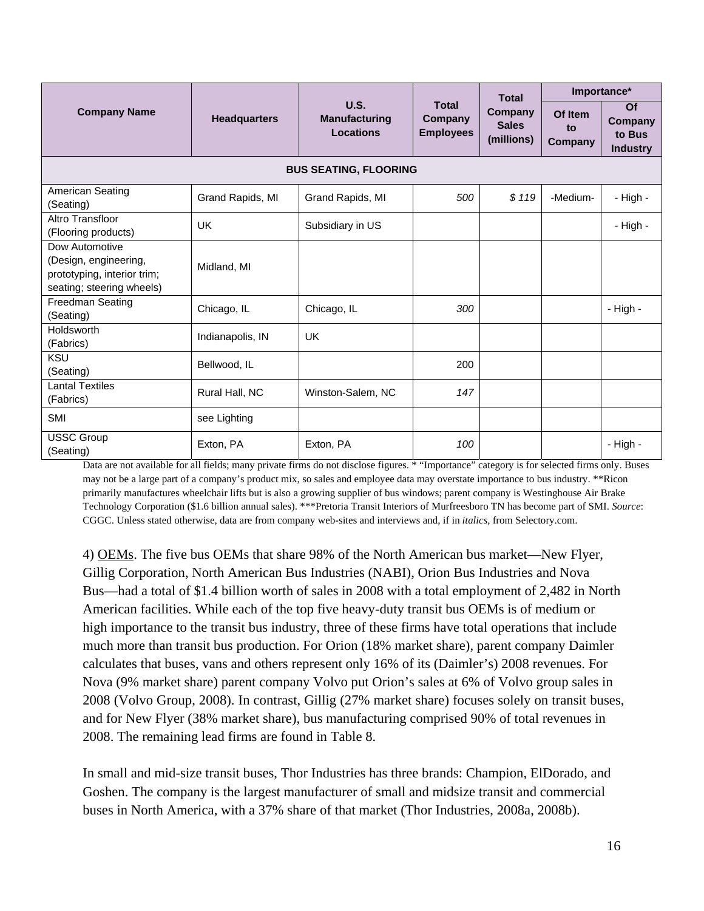| Company Name | Headquarters | U.S. Manufacturing Locations | Total Company Employees | Total Company Sales (millions) | Importance* | |
|---|---|---|---|---|---|---|
| | | | | | Of Item to Company | Of Company to Bus Industry |
| **BUS SEATING, FLOORING** | | | | | | |
| American Seating (Seating) | Grand Rapids, MI | Grand Rapids, MI | *500* | *$ 119* | -Medium- | - High - |
| Altro Transfloor (Flooring products) | UK | Subsidiary in US | | | | - High - |
| Dow Automotive (Design, engineering, prototyping, interior trim; seating; steering wheels) | Midland, MI | | | | | |
| Freedman Seating (Seating) | Chicago, IL | Chicago, IL | *300* | | | - High - |
| Holdsworth (Fabrics) | Indianapolis, IN | UK | | | | |
| KSU (Seating) | Bellwood, IL | | 200 | | | |
| Lantal Textiles (Fabrics) | Rural Hall, NC | Winston-Salem, NC | *147* | | | |
| SMI | see Lighting | | | | | |
| USSC Group (Seating) | Exton, PA | Exton, PA | *100* | | | - High - |

Data are not available for all fields; many private firms do not disclose figures. * "Importance" category is for selected firms only. Buses may not be a large part of a company's product mix, so sales and employee data may overstate importance to bus industry. **Ricon primarily manufactures wheelchair lifts but is also a growing supplier of bus windows; parent company is Westinghouse Air Brake Technology Corporation ($1.6 billion annual sales). ***Pretoria Transit Interiors of Murfreesboro TN has become part of SMI. *Source*: CGGC. Unless stated otherwise, data are from company web-sites and interviews and, if in *italics*, from Selectory.com.

4) OEMs. The five bus OEMs that share 98% of the North American bus market—New Flyer, Gillig Corporation, North American Bus Industries (NABI), Orion Bus Industries and Nova Bus—had a total of $1.4 billion worth of sales in 2008 with a total employment of 2,482 in North American facilities. While each of the top five heavy-duty transit bus OEMs is of medium or high importance to the transit bus industry, three of these firms have total operations that include much more than transit bus production. For Orion (18% market share), parent company Daimler calculates that buses, vans and others represent only 16% of its (Daimler's) 2008 revenues. For Nova (9% market share) parent company Volvo put Orion's sales at 6% of Volvo group sales in 2008 (Volvo Group, 2008). In contrast, Gillig (27% market share) focuses solely on transit buses, and for New Flyer (38% market share), bus manufacturing comprised 90% of total revenues in 2008. The remaining lead firms are found in Table 8.

In small and mid-size transit buses, Thor Industries has three brands: Champion, ElDorado, and Goshen. The company is the largest manufacturer of small and midsize transit and commercial buses in North America, with a 37% share of that market (Thor Industries, 2008a, 2008b).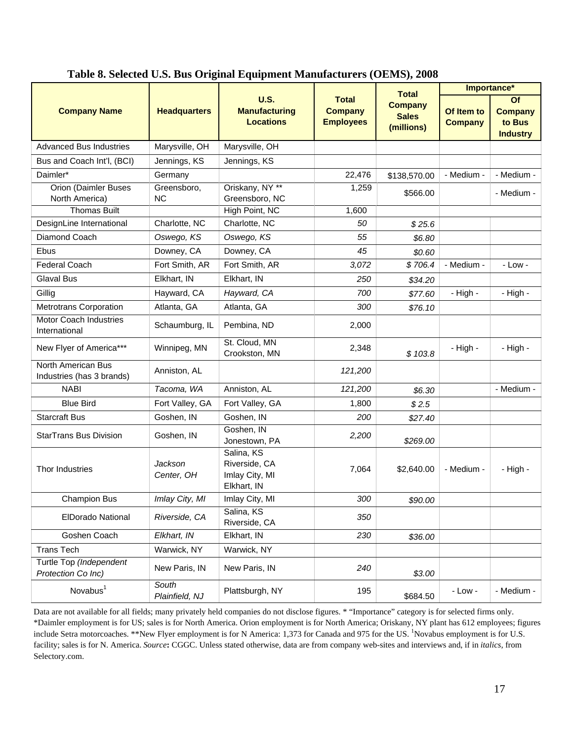**Table 8. Selected U.S. Bus Original Equipment Manufacturers (OEMS), 2008**

| Company Name | Headquarters | U.S. Manufacturing Locations | Total Company Employees | Total Company Sales (millions) | Importance* | |
|---|---|---|---|---|---|---|
| | | | | | Of Item to Company | Of Company to Bus Industry |
| Advanced Bus Industries | Marysville, OH | Marysville, OH | | | | |
| Bus and Coach Int'l, (BCI) | Jennings, KS | Jennings, KS | | | | |
| Daimler* | Germany | | 22,476 | $138,570.00 | - Medium - | - Medium - |
| Orion (Daimler Buses North America) | Greensboro, NC | Oriskany, NY ** Greensboro, NC | 1,259 | $566.00 | | - Medium - |
| Thomas Built | | High Point, NC | 1,600 | | | |
| DesignLine International | Charlotte, NC | Charlotte, NC | *50* | *$ 25.6* | | |
| Diamond Coach | *Oswego, KS* | *Oswego, KS* | *55* | *$6.80* | | |
| Ebus | Downey, CA | Downey, CA | *45* | *$0.60* | | |
| Federal Coach | Fort Smith, AR | Fort Smith, AR | *3,072* | *$ 706.4* | - Medium - | - Low - |
| Glaval Bus | Elkhart, IN | Elkhart, IN | *250* | *$34.20* | | |
| Gillig | Hayward, CA | *Hayward, CA* | *700* | *$77.60* | - High - | - High - |
| Metrotrans Corporation | Atlanta, GA | Atlanta, GA | *300* | *$76.10* | | |
| Motor Coach Industries International | Schaumburg, IL | Pembina, ND | 2,000 | | | |
| New Flyer of America*** | Winnipeg, MN | St. Cloud, MN Crookston, MN | 2,348 | *$ 103.8* | - High - | - High - |
| North American Bus Industries (has 3 brands) | Anniston, AL | | *121,200* | | | |
| NABI | *Tacoma, WA* | Anniston, AL | *121,200* | *$6.30* | | - Medium - |
| Blue Bird | Fort Valley, GA | Fort Valley, GA | 1,800 | *$ 2.5* | | |
| Starcraft Bus | Goshen, IN | Goshen, IN | *200* | *$27.40* | | |
| StarTrans Bus Division | Goshen, IN | Goshen, IN Jonestown, PA | *2,200* | *$269.00* | | |
| Thor Industries | *Jackson Center, OH* | Salina, KS Riverside, CA Imlay City, MI Elkhart, IN | 7,064 | $2,640.00 | - Medium - | - High - |
| Champion Bus | *Imlay City, MI* | Imlay City, MI | *300* | *$90.00* | | |
| ElDorado National | *Riverside, CA* | Salina, KS Riverside, CA | *350* | | | |
| Goshen Coach | *Elkhart, IN* | Elkhart, IN | *230* | *$36.00* | | |
| Trans Tech | Warwick, NY | Warwick, NY | | | | |
| Turtle Top *(Independent Protection Co Inc)* | New Paris, IN | New Paris, IN | *240* | *$3.00* | | |
| Novabus[1] | *South Plainfield, NJ* | Plattsburgh, NY | 195 | $684.50 | - Low - | - Medium - |

Data are not available for all fields; many privately held companies do not disclose figures. * "Importance" category is for selected firms only. *Daimler employment is for US; sales is for North America. Orion employment is for North America; Oriskany, NY plant has 612 employees; figures include Setra motorcoaches. **New Flyer employment is for N America: 1,373 for Canada and 975 for the US. [1]Novabus employment is for U.S. facility; sales is for N. America. *Source***:** CGGC. Unless stated otherwise, data are from company web-sites and interviews and, if in *italics*, from Selectory.com.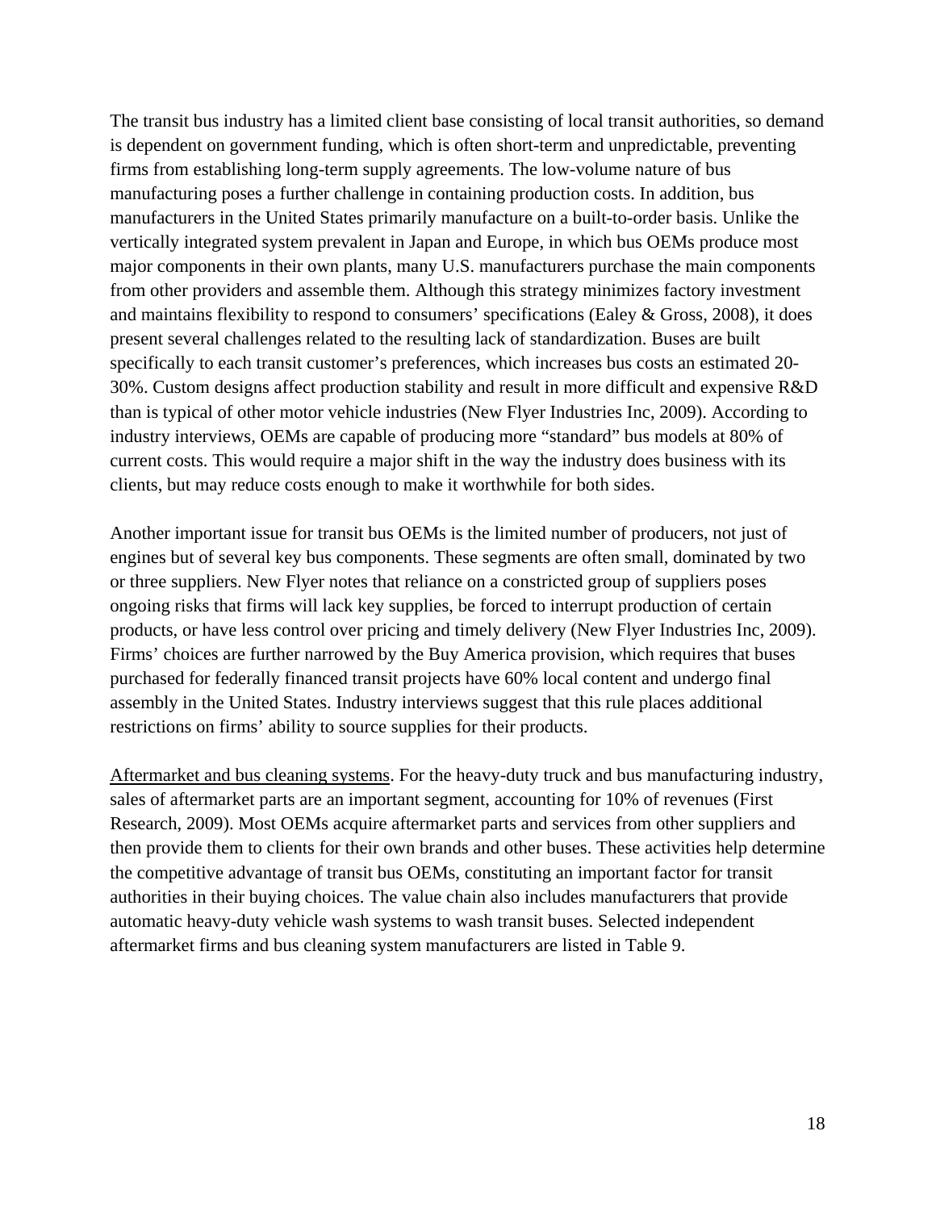The transit bus industry has a limited client base consisting of local transit authorities, so demand is dependent on government funding, which is often short-term and unpredictable, preventing firms from establishing long-term supply agreements. The low-volume nature of bus manufacturing poses a further challenge in containing production costs. In addition, bus manufacturers in the United States primarily manufacture on a built-to-order basis. Unlike the vertically integrated system prevalent in Japan and Europe, in which bus OEMs produce most major components in their own plants, many U.S. manufacturers purchase the main components from other providers and assemble them. Although this strategy minimizes factory investment and maintains flexibility to respond to consumers' specifications (Ealey & Gross, 2008), it does present several challenges related to the resulting lack of standardization. Buses are built specifically to each transit customer's preferences, which increases bus costs an estimated 20-30%. Custom designs affect production stability and result in more difficult and expensive R&D than is typical of other motor vehicle industries (New Flyer Industries Inc, 2009). According to industry interviews, OEMs are capable of producing more "standard" bus models at 80% of current costs. This would require a major shift in the way the industry does business with its clients, but may reduce costs enough to make it worthwhile for both sides.

Another important issue for transit bus OEMs is the limited number of producers, not just of engines but of several key bus components. These segments are often small, dominated by two or three suppliers. New Flyer notes that reliance on a constricted group of suppliers poses ongoing risks that firms will lack key supplies, be forced to interrupt production of certain products, or have less control over pricing and timely delivery (New Flyer Industries Inc, 2009). Firms' choices are further narrowed by the Buy America provision, which requires that buses purchased for federally financed transit projects have 60% local content and undergo final assembly in the United States. Industry interviews suggest that this rule places additional restrictions on firms' ability to source supplies for their products.

<u>Aftermarket and bus cleaning systems</u>. For the heavy-duty truck and bus manufacturing industry, sales of aftermarket parts are an important segment, accounting for 10% of revenues (First Research, 2009). Most OEMs acquire aftermarket parts and services from other suppliers and then provide them to clients for their own brands and other buses. These activities help determine the competitive advantage of transit bus OEMs, constituting an important factor for transit authorities in their buying choices. The value chain also includes manufacturers that provide automatic heavy-duty vehicle wash systems to wash transit buses. Selected independent aftermarket firms and bus cleaning system manufacturers are listed in Table 9.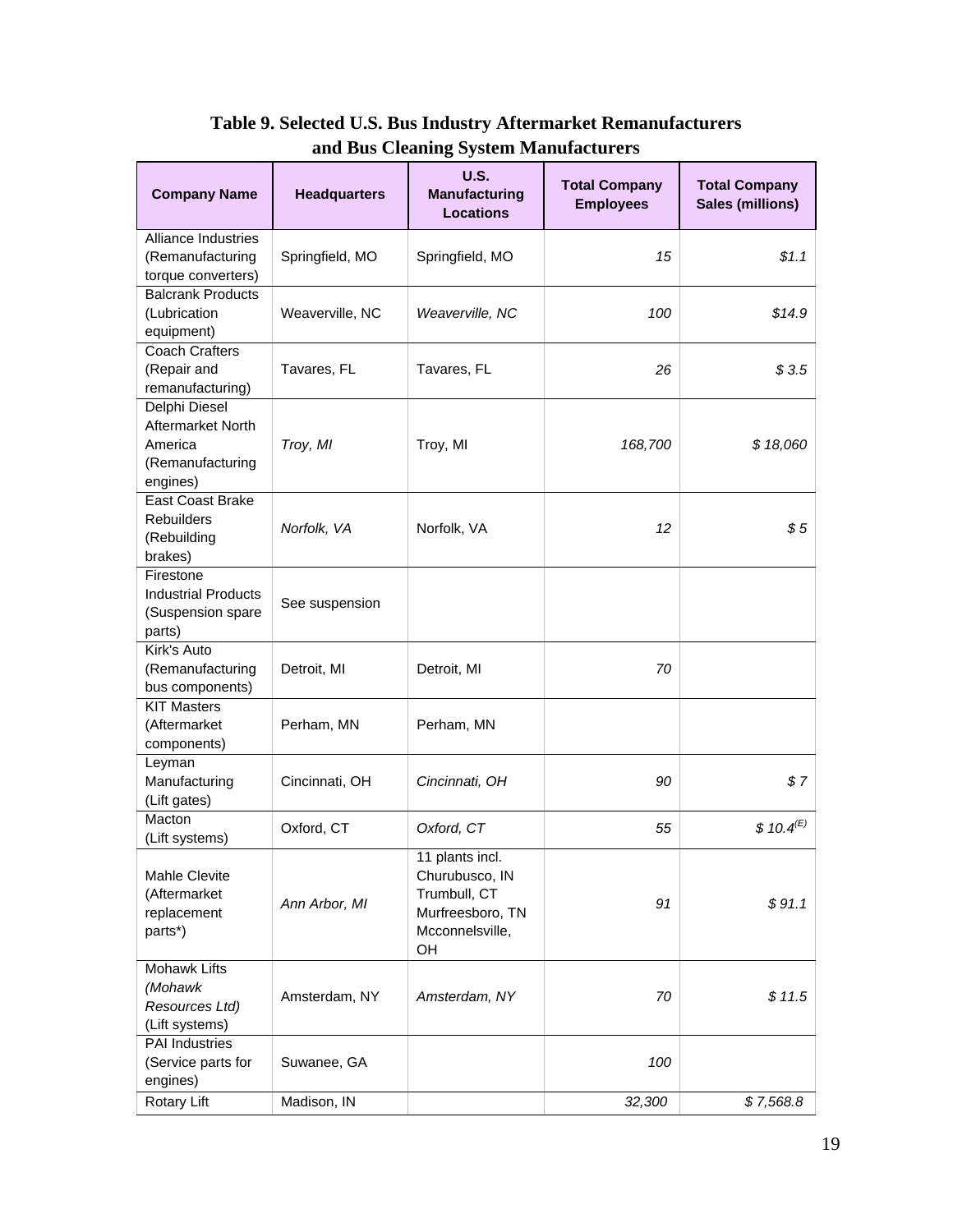**Table 9. Selected U.S. Bus Industry Aftermarket Remanufacturers and Bus Cleaning System Manufacturers**

| Company Name | Headquarters | U.S. Manufacturing Locations | Total Company Employees | Total Company Sales (millions) |
|---|---|---|---|---|
| Alliance Industries (Remanufacturing torque converters) | Springfield, MO | Springfield, MO | *15* | *$1.1* |
| Balcrank Products (Lubrication equipment) | Weaverville, NC | *Weaverville, NC* | *100* | *$14.9* |
| Coach Crafters (Repair and remanufacturing) | Tavares, FL | Tavares, FL | *26* | *$ 3.5* |
| Delphi Diesel Aftermarket North America (Remanufacturing engines) | *Troy, MI* | Troy, MI | *168,700* | *$ 18,060* |
| East Coast Brake Rebuilders (Rebuilding brakes) | *Norfolk, VA* | Norfolk, VA | *12* | *$ 5* |
| Firestone Industrial Products (Suspension spare parts) | See suspension | | | |
| Kirk's Auto (Remanufacturing bus components) | Detroit, MI | Detroit, MI | *70* | |
| KIT Masters (Aftermarket components) | Perham, MN | Perham, MN | | |
| Leyman Manufacturing (Lift gates) | Cincinnati, OH | *Cincinnati, OH* | *90* | *$ 7* |
| Macton (Lift systems) | Oxford, CT | *Oxford, CT* | *55* | *$ 10.4*(E) |
| Mahle Clevite (Aftermarket replacement parts*) | *Ann Arbor, MI* | 11 plants incl. Churubusco, IN Trumbull, CT Murfreesboro, TN Mcconnelsville, OH | *91* | *$ 91.1* |
| Mohawk Lifts *(Mohawk Resources Ltd)* (Lift systems) | Amsterdam, NY | *Amsterdam, NY* | *70* | *$ 11.5* |
| PAI Industries (Service parts for engines) | Suwanee, GA | | *100* | |
| Rotary Lift | Madison, IN | | *32,300* | *$ 7,568.8* |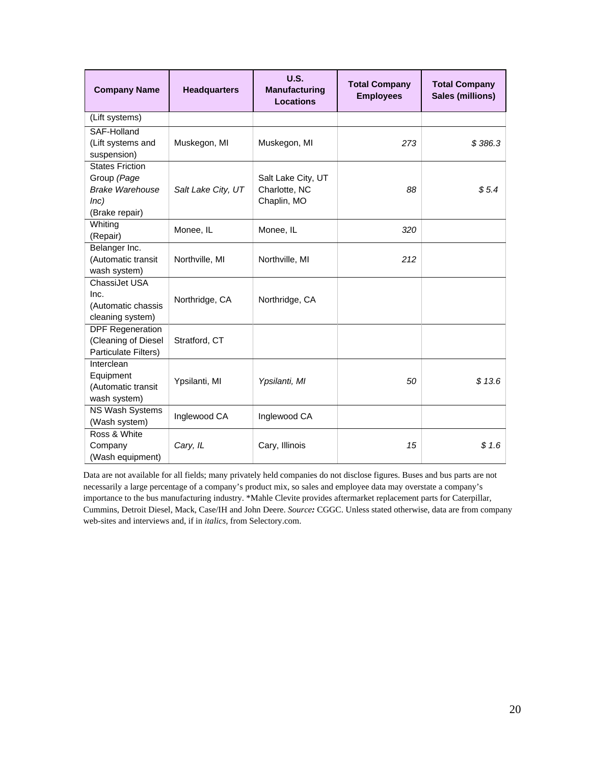| Company Name | Headquarters | U.S. Manufacturing Locations | Total Company Employees | Total Company Sales (millions) |
|---|---|---|---|---|
| (Lift systems) | | | | |
| SAF-Holland (Lift systems and suspension) | Muskegon, MI | Muskegon, MI | *273* | *$ 386.3* |
| States Friction Group *(Page Brake Warehouse Inc)* (Brake repair) | *Salt Lake City, UT* | Salt Lake City, UT Charlotte, NC Chaplin, MO | *88* | *$ 5.4* |
| Whiting (Repair) | Monee, IL | Monee, IL | *320* | |
| Belanger Inc. (Automatic transit wash system) | Northville, MI | Northville, MI | *212* | |
| ChassiJet USA Inc. (Automatic chassis cleaning system) | Northridge, CA | Northridge, CA | | |
| DPF Regeneration (Cleaning of Diesel Particulate Filters) | Stratford, CT | | | |
| Interclean Equipment (Automatic transit wash system) | Ypsilanti, MI | *Ypsilanti, MI* | *50* | *$ 13.6* |
| NS Wash Systems (Wash system) | Inglewood CA | Inglewood CA | | |
| Ross & White Company (Wash equipment) | *Cary, IL* | Cary, Illinois | *15* | *$ 1.6* |

Data are not available for all fields; many privately held companies do not disclose figures. Buses and bus parts are not necessarily a large percentage of a company's product mix, so sales and employee data may overstate a company's importance to the bus manufacturing industry. *Mahle Clevite provides aftermarket replacement parts for Caterpillar, Cummins, Detroit Diesel, Mack, Case/IH and John Deere. ***Source:*** CGGC. Unless stated otherwise, data are from company web-sites and interviews and, if in *italics*, from Selectory.com.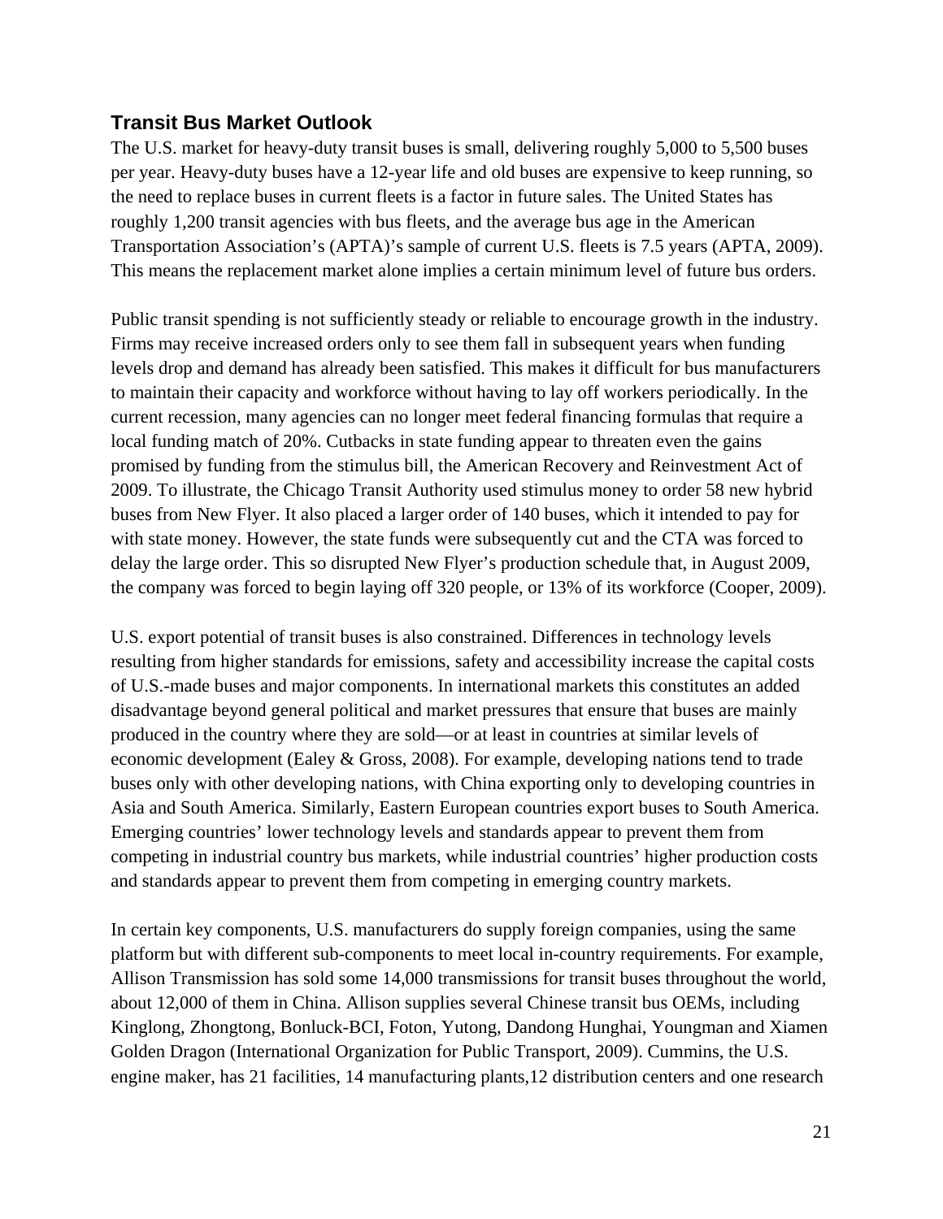## Transit Bus Market Outlook

The U.S. market for heavy-duty transit buses is small, delivering roughly 5,000 to 5,500 buses per year. Heavy-duty buses have a 12-year life and old buses are expensive to keep running, so the need to replace buses in current fleets is a factor in future sales. The United States has roughly 1,200 transit agencies with bus fleets, and the average bus age in the American Transportation Association's (APTA)'s sample of current U.S. fleets is 7.5 years (APTA, 2009). This means the replacement market alone implies a certain minimum level of future bus orders.

Public transit spending is not sufficiently steady or reliable to encourage growth in the industry. Firms may receive increased orders only to see them fall in subsequent years when funding levels drop and demand has already been satisfied. This makes it difficult for bus manufacturers to maintain their capacity and workforce without having to lay off workers periodically. In the current recession, many agencies can no longer meet federal financing formulas that require a local funding match of 20%. Cutbacks in state funding appear to threaten even the gains promised by funding from the stimulus bill, the American Recovery and Reinvestment Act of 2009. To illustrate, the Chicago Transit Authority used stimulus money to order 58 new hybrid buses from New Flyer. It also placed a larger order of 140 buses, which it intended to pay for with state money. However, the state funds were subsequently cut and the CTA was forced to delay the large order. This so disrupted New Flyer's production schedule that, in August 2009, the company was forced to begin laying off 320 people, or 13% of its workforce (Cooper, 2009).

U.S. export potential of transit buses is also constrained. Differences in technology levels resulting from higher standards for emissions, safety and accessibility increase the capital costs of U.S.-made buses and major components. In international markets this constitutes an added disadvantage beyond general political and market pressures that ensure that buses are mainly produced in the country where they are sold—or at least in countries at similar levels of economic development (Ealey & Gross, 2008). For example, developing nations tend to trade buses only with other developing nations, with China exporting only to developing countries in Asia and South America. Similarly, Eastern European countries export buses to South America. Emerging countries' lower technology levels and standards appear to prevent them from competing in industrial country bus markets, while industrial countries' higher production costs and standards appear to prevent them from competing in emerging country markets.

In certain key components, U.S. manufacturers do supply foreign companies, using the same platform but with different sub-components to meet local in-country requirements. For example, Allison Transmission has sold some 14,000 transmissions for transit buses throughout the world, about 12,000 of them in China. Allison supplies several Chinese transit bus OEMs, including Kinglong, Zhongtong, Bonluck-BCI, Foton, Yutong, Dandong Hunghai, Youngman and Xiamen Golden Dragon (International Organization for Public Transport, 2009). Cummins, the U.S. engine maker, has 21 facilities, 14 manufacturing plants,12 distribution centers and one research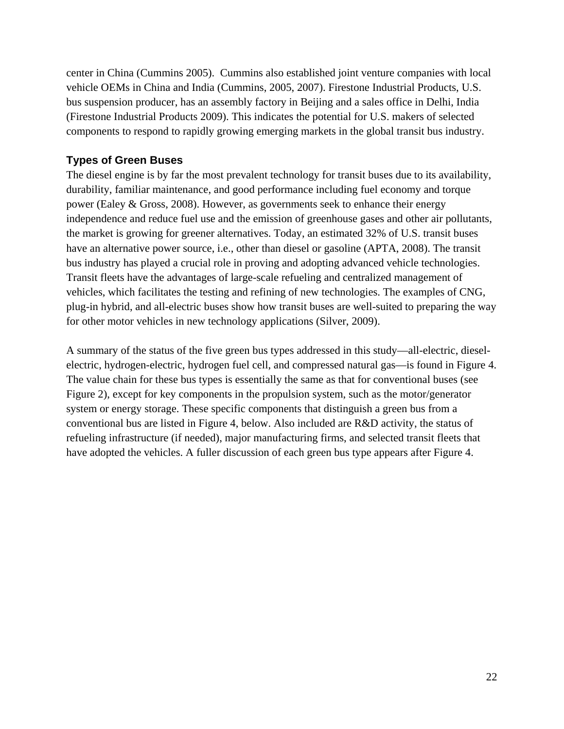center in China (Cummins 2005). Cummins also established joint venture companies with local vehicle OEMs in China and India (Cummins, 2005, 2007). Firestone Industrial Products, U.S. bus suspension producer, has an assembly factory in Beijing and a sales office in Delhi, India (Firestone Industrial Products 2009). This indicates the potential for U.S. makers of selected components to respond to rapidly growing emerging markets in the global transit bus industry.

### Types of Green Buses

The diesel engine is by far the most prevalent technology for transit buses due to its availability, durability, familiar maintenance, and good performance including fuel economy and torque power (Ealey & Gross, 2008). However, as governments seek to enhance their energy independence and reduce fuel use and the emission of greenhouse gases and other air pollutants, the market is growing for greener alternatives. Today, an estimated 32% of U.S. transit buses have an alternative power source, i.e., other than diesel or gasoline (APTA, 2008). The transit bus industry has played a crucial role in proving and adopting advanced vehicle technologies. Transit fleets have the advantages of large-scale refueling and centralized management of vehicles, which facilitates the testing and refining of new technologies. The examples of CNG, plug-in hybrid, and all-electric buses show how transit buses are well-suited to preparing the way for other motor vehicles in new technology applications (Silver, 2009).

A summary of the status of the five green bus types addressed in this study—all-electric, diesel-electric, hydrogen-electric, hydrogen fuel cell, and compressed natural gas—is found in Figure 4. The value chain for these bus types is essentially the same as that for conventional buses (see Figure 2), except for key components in the propulsion system, such as the motor/generator system or energy storage. These specific components that distinguish a green bus from a conventional bus are listed in Figure 4, below. Also included are R&D activity, the status of refueling infrastructure (if needed), major manufacturing firms, and selected transit fleets that have adopted the vehicles. A fuller discussion of each green bus type appears after Figure 4.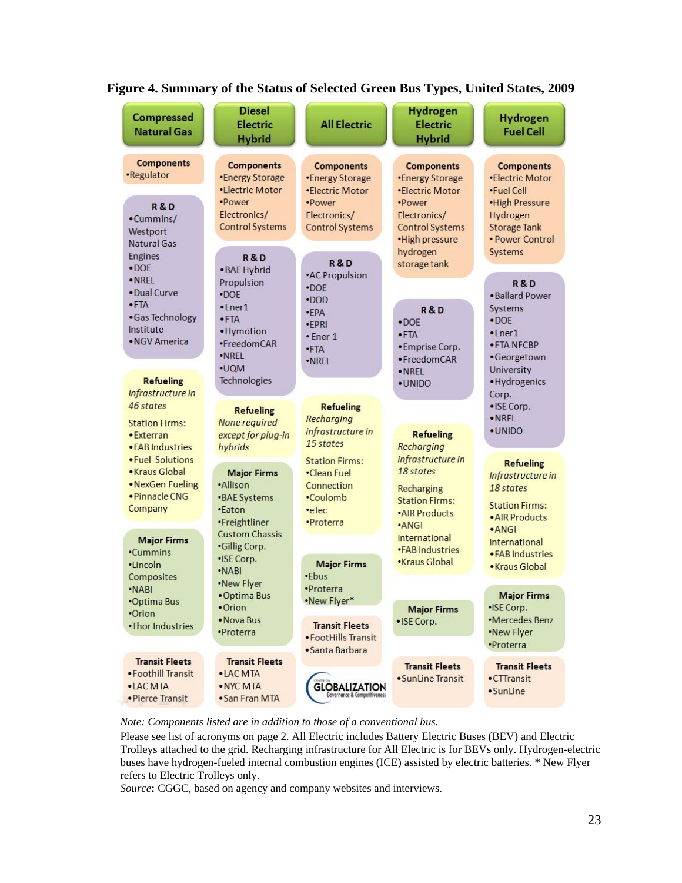**Figure 4. Summary of the Status of Selected Green Bus Types, United States, 2009**

| | Compressed Natural Gas | Diesel Electric Hybrid | All Electric | Hydrogen Electric Hybrid | Hydrogen Fuel Cell |
|---|---|---|---|---|---|
| **Components** | •Regulator | •Energy Storage<br>•Electric Motor<br>•Power Electronics/ Control Systems | •Energy Storage<br>•Electric Motor<br>•Power Electronics/ Control Systems | •Energy Storage<br>•Electric Motor<br>•Power Electronics/ Control Systems<br>•High pressure hydrogen storage tank | •Electric Motor<br>•Fuel Cell<br>•High Pressure Hydrogen Storage Tank<br>• Power Control Systems |
| **R & D** | •Cummins/ Westport Natural Gas Engines<br>•DOE<br>•NREL<br>•Dual Curve<br>•FTA<br>•Gas Technology Institute<br>•NGV America | •BAE Hybrid Propulsion<br>•DOE<br>•Ener1<br>•FTA<br>•Hymotion<br>•FreedomCAR<br>•NREL<br>•UQM Technologies | •AC Propulsion<br>•DOE<br>•DOD<br>•EPA<br>•EPRI<br>• Ener 1<br>•FTA<br>•NREL | •DOE<br>•FTA<br>•Emprise Corp.<br>•FreedomCAR<br>•NREL<br>•UNIDO | •Ballard Power Systems<br>•DOE<br>•Ener1<br>•FTA NFCBP<br>•Georgetown University<br>•Hydrogenics Corp.<br>•ISE Corp.<br>•NREL<br>•UNIDO |
| **Refueling** | *Infrastructure in 46 states*<br>Station Firms:<br>•Exterran<br>•FAB Industries<br>•Fuel Solutions<br>•Kraus Global<br>•NexGen Fueling<br>•Pinnacle CNG Company | *None required except for plug-in hybrids* | *Recharging infrastructure in 15 states*<br>Station Firms:<br>•Clean Fuel Connection<br>•Coulomb<br>•eTec<br>•Proterra | *Recharging infrastructure in 18 states*<br>Recharging Station Firms:<br>•AIR Products<br>•ANGI International<br>•FAB Industries<br>•Kraus Global | *Infrastructure in 18 states*<br>Station Firms:<br>•AIR Products<br>•ANGI International<br>•FAB Industries<br>•Kraus Global |
| **Major Firms** | •Cummins<br>•Lincoln Composites<br>•NABI<br>•Optima Bus<br>•Orion<br>•Thor Industries | •Allison<br>•BAE Systems<br>•Eaton<br>•Freightliner Custom Chassis<br>•Gillig Corp.<br>•ISE Corp.<br>•NABI<br>•New Flyer<br>•Optima Bus<br>•Orion<br>•Nova Bus<br>•Proterra | •Ebus<br>•Proterra<br>•New Flyer* | •ISE Corp. | •ISE Corp.<br>•Mercedes Benz<br>•New Flyer<br>•Proterra |
| **Transit Fleets** | •Foothill Transit<br>•LAC MTA<br>•Pierce Transit | •LAC MTA<br>•NYC MTA<br>•San Fran MTA | •FootHills Transit<br>•Santa Barbara | •SunLine Transit | •CTTransit<br>•SunLine |

*Note: Components listed are in addition to those of a conventional bus.*

Please see list of acronyms on page 2. All Electric includes Battery Electric Buses (BEV) and Electric Trolleys attached to the grid. Recharging infrastructure for All Electric is for BEVs only. Hydrogen-electric buses have hydrogen-fueled internal combustion engines (ICE) assisted by electric batteries. * New Flyer refers to Electric Trolleys only.

*Source*: CGGC, based on agency and company websites and interviews.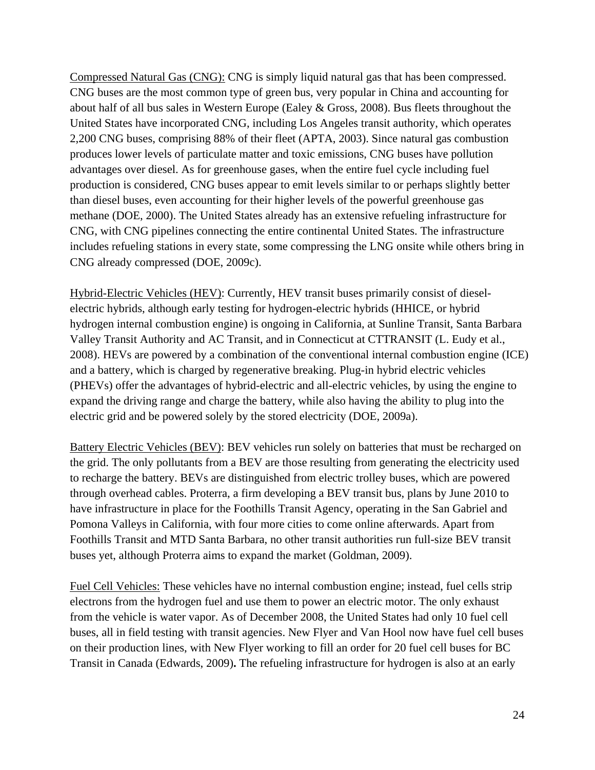<u>Compressed Natural Gas (CNG):</u> CNG is simply liquid natural gas that has been compressed. CNG buses are the most common type of green bus, very popular in China and accounting for about half of all bus sales in Western Europe (Ealey & Gross, 2008). Bus fleets throughout the United States have incorporated CNG, including Los Angeles transit authority, which operates 2,200 CNG buses, comprising 88% of their fleet (APTA, 2003). Since natural gas combustion produces lower levels of particulate matter and toxic emissions, CNG buses have pollution advantages over diesel. As for greenhouse gases, when the entire fuel cycle including fuel production is considered, CNG buses appear to emit levels similar to or perhaps slightly better than diesel buses, even accounting for their higher levels of the powerful greenhouse gas methane (DOE, 2000). The United States already has an extensive refueling infrastructure for CNG, with CNG pipelines connecting the entire continental United States. The infrastructure includes refueling stations in every state, some compressing the LNG onsite while others bring in CNG already compressed (DOE, 2009c).

<u>Hybrid-Electric Vehicles (HEV)</u>: Currently, HEV transit buses primarily consist of diesel-electric hybrids, although early testing for hydrogen-electric hybrids (HHICE, or hybrid hydrogen internal combustion engine) is ongoing in California, at Sunline Transit, Santa Barbara Valley Transit Authority and AC Transit, and in Connecticut at CTTRANSIT (L. Eudy et al., 2008). HEVs are powered by a combination of the conventional internal combustion engine (ICE) and a battery, which is charged by regenerative breaking. Plug-in hybrid electric vehicles (PHEVs) offer the advantages of hybrid-electric and all-electric vehicles, by using the engine to expand the driving range and charge the battery, while also having the ability to plug into the electric grid and be powered solely by the stored electricity (DOE, 2009a).

<u>Battery Electric Vehicles (BEV)</u>: BEV vehicles run solely on batteries that must be recharged on the grid. The only pollutants from a BEV are those resulting from generating the electricity used to recharge the battery. BEVs are distinguished from electric trolley buses, which are powered through overhead cables. Proterra, a firm developing a BEV transit bus, plans by June 2010 to have infrastructure in place for the Foothills Transit Agency, operating in the San Gabriel and Pomona Valleys in California, with four more cities to come online afterwards. Apart from Foothills Transit and MTD Santa Barbara, no other transit authorities run full-size BEV transit buses yet, although Proterra aims to expand the market (Goldman, 2009).

<u>Fuel Cell Vehicles:</u> These vehicles have no internal combustion engine; instead, fuel cells strip electrons from the hydrogen fuel and use them to power an electric motor. The only exhaust from the vehicle is water vapor. As of December 2008, the United States had only 10 fuel cell buses, all in field testing with transit agencies. New Flyer and Van Hool now have fuel cell buses on their production lines, with New Flyer working to fill an order for 20 fuel cell buses for BC Transit in Canada (Edwards, 2009)**.** The refueling infrastructure for hydrogen is also at an early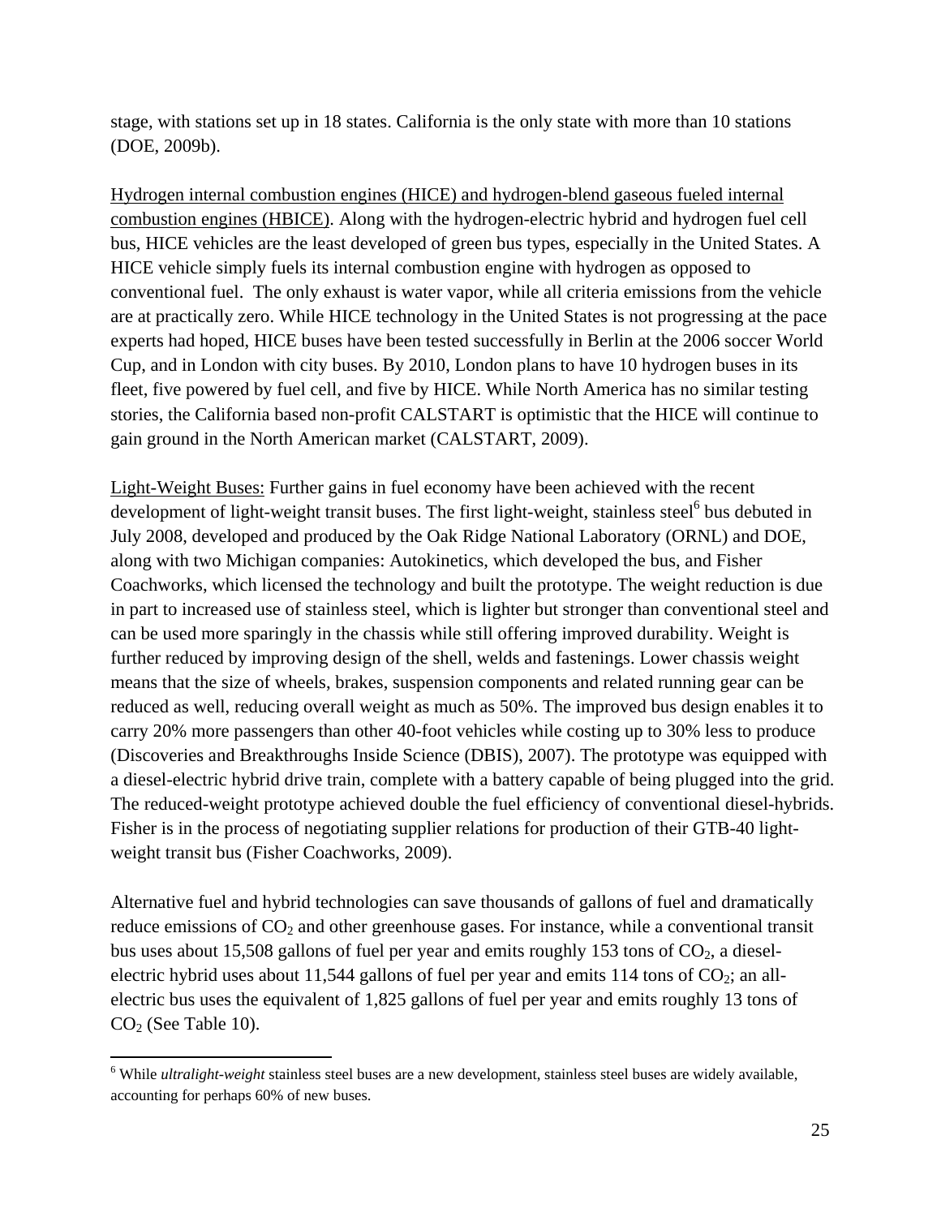stage, with stations set up in 18 states. California is the only state with more than 10 stations (DOE, 2009b).

<u>Hydrogen internal combustion engines (HICE) and hydrogen-blend gaseous fueled internal combustion engines (HBICE)</u>. Along with the hydrogen-electric hybrid and hydrogen fuel cell bus, HICE vehicles are the least developed of green bus types, especially in the United States. A HICE vehicle simply fuels its internal combustion engine with hydrogen as opposed to conventional fuel. The only exhaust is water vapor, while all criteria emissions from the vehicle are at practically zero. While HICE technology in the United States is not progressing at the pace experts had hoped, HICE buses have been tested successfully in Berlin at the 2006 soccer World Cup, and in London with city buses. By 2010, London plans to have 10 hydrogen buses in its fleet, five powered by fuel cell, and five by HICE. While North America has no similar testing stories, the California based non-profit CALSTART is optimistic that the HICE will continue to gain ground in the North American market (CALSTART, 2009).

<u>Light-Weight Buses:</u> Further gains in fuel economy have been achieved with the recent development of light-weight transit buses. The first light-weight, stainless steel[6] bus debuted in July 2008, developed and produced by the Oak Ridge National Laboratory (ORNL) and DOE, along with two Michigan companies: Autokinetics, which developed the bus, and Fisher Coachworks, which licensed the technology and built the prototype. The weight reduction is due in part to increased use of stainless steel, which is lighter but stronger than conventional steel and can be used more sparingly in the chassis while still offering improved durability. Weight is further reduced by improving design of the shell, welds and fastenings. Lower chassis weight means that the size of wheels, brakes, suspension components and related running gear can be reduced as well, reducing overall weight as much as 50%. The improved bus design enables it to carry 20% more passengers than other 40-foot vehicles while costing up to 30% less to produce (Discoveries and Breakthroughs Inside Science (DBIS), 2007). The prototype was equipped with a diesel-electric hybrid drive train, complete with a battery capable of being plugged into the grid. The reduced-weight prototype achieved double the fuel efficiency of conventional diesel-hybrids. Fisher is in the process of negotiating supplier relations for production of their GTB-40 light-weight transit bus (Fisher Coachworks, 2009).

Alternative fuel and hybrid technologies can save thousands of gallons of fuel and dramatically reduce emissions of $CO_2$ and other greenhouse gases. For instance, while a conventional transit bus uses about 15,508 gallons of fuel per year and emits roughly 153 tons of $CO_2$, a diesel-electric hybrid uses about 11,544 gallons of fuel per year and emits 114 tons of $CO_2$; an all-electric bus uses the equivalent of 1,825 gallons of fuel per year and emits roughly 13 tons of $CO_2$ (See Table 10).

---

[6] While *ultralight-weight* stainless steel buses are a new development, stainless steel buses are widely available, accounting for perhaps 60% of new buses.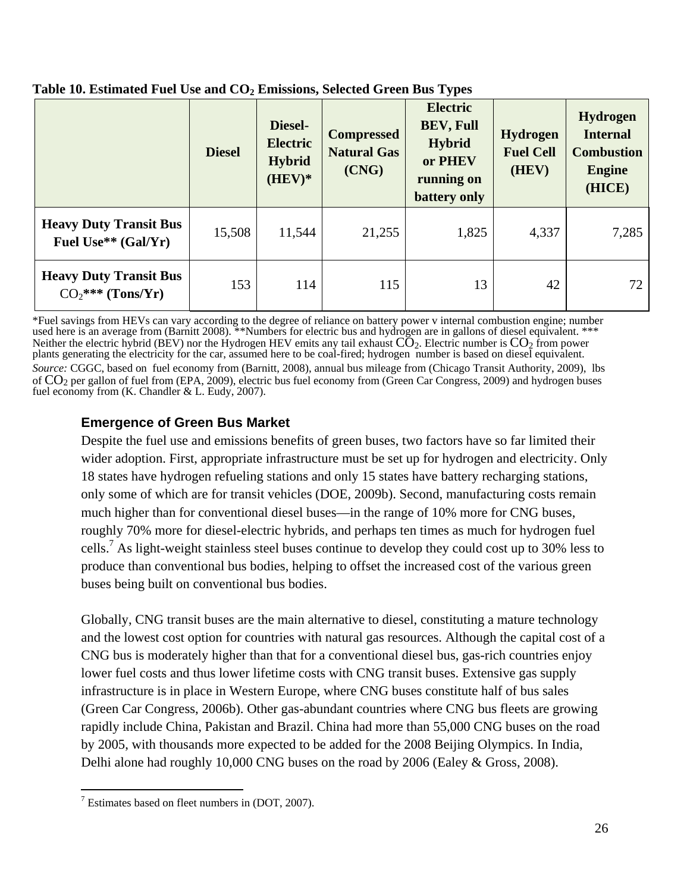**Table 10. Estimated Fuel Use and $CO_2$ Emissions, Selected Green Bus Types**

| | Diesel | Diesel-Electric Hybrid (HEV)* | Compressed Natural Gas (CNG) | Electric BEV, Full Hybrid or PHEV running on battery only | Hydrogen Fuel Cell (HEV) | Hydrogen Internal Combustion Engine (HICE) |
|---|---|---|---|---|---|---|
| **Heavy Duty Transit Bus Fuel Use** (Gal/Yr)** | 15,508 | 11,544 | 21,255 | 1,825 | 4,337 | 7,285 |
| **Heavy Duty Transit Bus $CO_2$*** (Tons/Yr)** | 153 | 114 | 115 | 13 | 42 | 72 |

*Fuel savings from HEVs can vary according to the degree of reliance on battery power v internal combustion engine; number used here is an average from (Barnitt 2008). **Numbers for electric bus and hydrogen are in gallons of diesel equivalent. *** Neither the electric hybrid (BEV) nor the Hydrogen HEV emits any tail exhaust $CO_2$. Electric number is $CO_2$ from power plants generating the electricity for the car, assumed here to be coal-fired; hydrogen number is based on diesel equivalent.
*Source:* CGGC, based on fuel economy from (Barnitt, 2008), annual bus mileage from (Chicago Transit Authority, 2009), lbs of $CO_2$ per gallon of fuel from (EPA, 2009), electric bus fuel economy from (Green Car Congress, 2009) and hydrogen buses fuel economy from (K. Chandler & L. Eudy, 2007).

### Emergence of Green Bus Market

Despite the fuel use and emissions benefits of green buses, two factors have so far limited their wider adoption. First, appropriate infrastructure must be set up for hydrogen and electricity. Only 18 states have hydrogen refueling stations and only 15 states have battery recharging stations, only some of which are for transit vehicles (DOE, 2009b). Second, manufacturing costs remain much higher than for conventional diesel buses—in the range of 10% more for CNG buses, roughly 70% more for diesel-electric hybrids, and perhaps ten times as much for hydrogen fuel cells.[7] As light-weight stainless steel buses continue to develop they could cost up to 30% less to produce than conventional bus bodies, helping to offset the increased cost of the various green buses being built on conventional bus bodies.

Globally, CNG transit buses are the main alternative to diesel, constituting a mature technology and the lowest cost option for countries with natural gas resources. Although the capital cost of a CNG bus is moderately higher than that for a conventional diesel bus, gas-rich countries enjoy lower fuel costs and thus lower lifetime costs with CNG transit buses. Extensive gas supply infrastructure is in place in Western Europe, where CNG buses constitute half of bus sales (Green Car Congress, 2006b). Other gas-abundant countries where CNG bus fleets are growing rapidly include China, Pakistan and Brazil. China had more than 55,000 CNG buses on the road by 2005, with thousands more expected to be added for the 2008 Beijing Olympics. In India, Delhi alone had roughly 10,000 CNG buses on the road by 2006 (Ealey & Gross, 2008).

[7] Estimates based on fleet numbers in (DOT, 2007).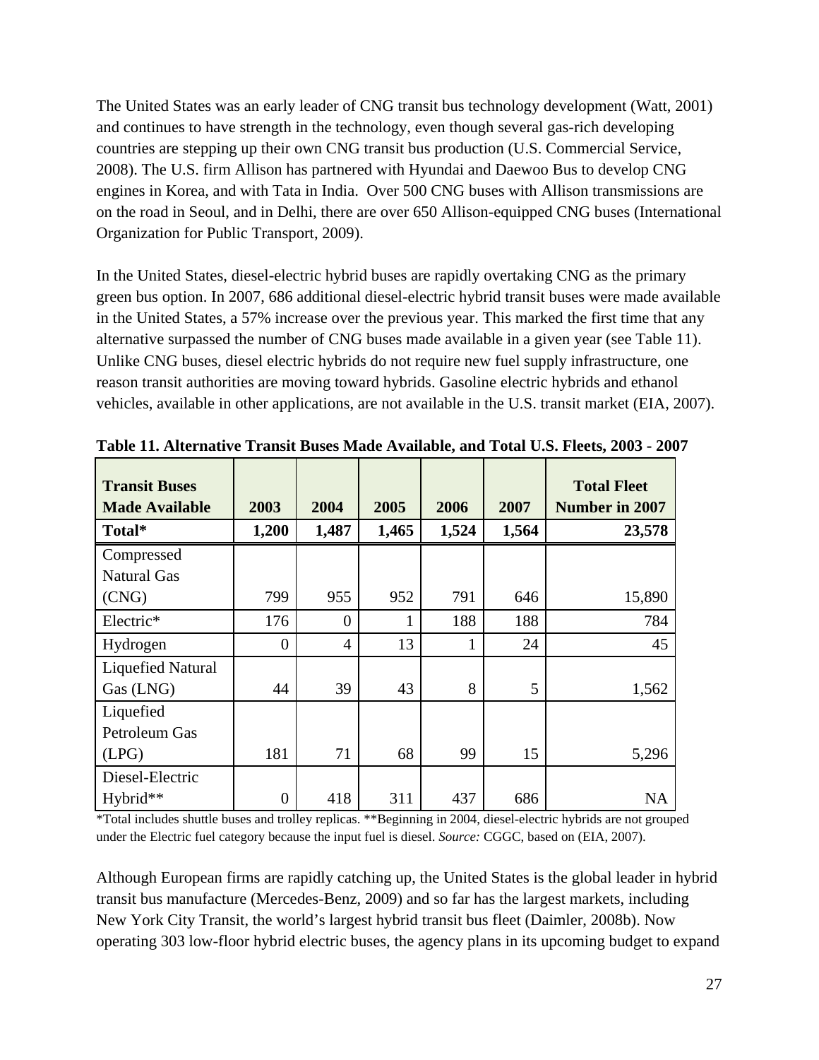The United States was an early leader of CNG transit bus technology development (Watt, 2001) and continues to have strength in the technology, even though several gas-rich developing countries are stepping up their own CNG transit bus production (U.S. Commercial Service, 2008). The U.S. firm Allison has partnered with Hyundai and Daewoo Bus to develop CNG engines in Korea, and with Tata in India. Over 500 CNG buses with Allison transmissions are on the road in Seoul, and in Delhi, there are over 650 Allison-equipped CNG buses (International Organization for Public Transport, 2009).

In the United States, diesel-electric hybrid buses are rapidly overtaking CNG as the primary green bus option. In 2007, 686 additional diesel-electric hybrid transit buses were made available in the United States, a 57% increase over the previous year. This marked the first time that any alternative surpassed the number of CNG buses made available in a given year (see Table 11). Unlike CNG buses, diesel electric hybrids do not require new fuel supply infrastructure, one reason transit authorities are moving toward hybrids. Gasoline electric hybrids and ethanol vehicles, available in other applications, are not available in the U.S. transit market (EIA, 2007).

**Table 11. Alternative Transit Buses Made Available, and Total U.S. Fleets, 2003 - 2007**

| Transit Buses Made Available | 2003 | 2004 | 2005 | 2006 | 2007 | Total Fleet Number in 2007 |
|---|---|---|---|---|---|---|
| **Total*** | **1,200** | **1,487** | **1,465** | **1,524** | **1,564** | **23,578** |
| Compressed Natural Gas (CNG) | 799 | 955 | 952 | 791 | 646 | 15,890 |
| Electric* | 176 | 0 | 1 | 188 | 188 | 784 |
| Hydrogen | 0 | 4 | 13 | 1 | 24 | 45 |
| Liquefied Natural Gas (LNG) | 44 | 39 | 43 | 8 | 5 | 1,562 |
| Liquefied Petroleum Gas (LPG) | 181 | 71 | 68 | 99 | 15 | 5,296 |
| Diesel-Electric Hybrid** | 0 | 418 | 311 | 437 | 686 | NA |

*Total includes shuttle buses and trolley replicas. **Beginning in 2004, diesel-electric hybrids are not grouped under the Electric fuel category because the input fuel is diesel. *Source:* CGGC, based on (EIA, 2007).

Although European firms are rapidly catching up, the United States is the global leader in hybrid transit bus manufacture (Mercedes-Benz, 2009) and so far has the largest markets, including New York City Transit, the world's largest hybrid transit bus fleet (Daimler, 2008b). Now operating 303 low-floor hybrid electric buses, the agency plans in its upcoming budget to expand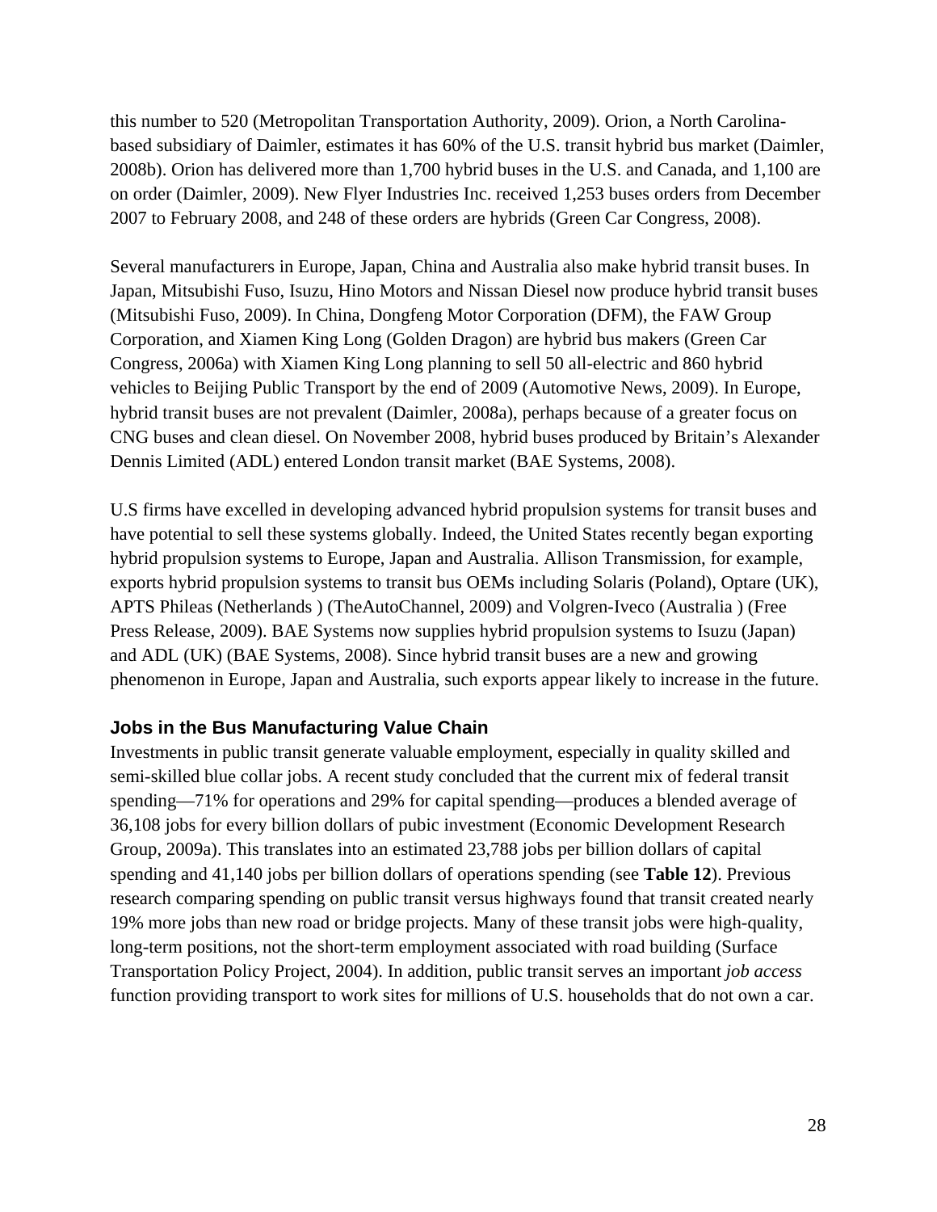this number to 520 (Metropolitan Transportation Authority, 2009). Orion, a North Carolina-based subsidiary of Daimler, estimates it has 60% of the U.S. transit hybrid bus market (Daimler, 2008b). Orion has delivered more than 1,700 hybrid buses in the U.S. and Canada, and 1,100 are on order (Daimler, 2009). New Flyer Industries Inc. received 1,253 buses orders from December 2007 to February 2008, and 248 of these orders are hybrids (Green Car Congress, 2008).

Several manufacturers in Europe, Japan, China and Australia also make hybrid transit buses. In Japan, Mitsubishi Fuso, Isuzu, Hino Motors and Nissan Diesel now produce hybrid transit buses (Mitsubishi Fuso, 2009). In China, Dongfeng Motor Corporation (DFM), the FAW Group Corporation, and Xiamen King Long (Golden Dragon) are hybrid bus makers (Green Car Congress, 2006a) with Xiamen King Long planning to sell 50 all-electric and 860 hybrid vehicles to Beijing Public Transport by the end of 2009 (Automotive News, 2009). In Europe, hybrid transit buses are not prevalent (Daimler, 2008a), perhaps because of a greater focus on CNG buses and clean diesel. On November 2008, hybrid buses produced by Britain's Alexander Dennis Limited (ADL) entered London transit market (BAE Systems, 2008).

U.S firms have excelled in developing advanced hybrid propulsion systems for transit buses and have potential to sell these systems globally. Indeed, the United States recently began exporting hybrid propulsion systems to Europe, Japan and Australia. Allison Transmission, for example, exports hybrid propulsion systems to transit bus OEMs including Solaris (Poland), Optare (UK), APTS Phileas (Netherlands ) (TheAutoChannel, 2009) and Volgren-Iveco (Australia ) (Free Press Release, 2009). BAE Systems now supplies hybrid propulsion systems to Isuzu (Japan) and ADL (UK) (BAE Systems, 2008). Since hybrid transit buses are a new and growing phenomenon in Europe, Japan and Australia, such exports appear likely to increase in the future.

### Jobs in the Bus Manufacturing Value Chain

Investments in public transit generate valuable employment, especially in quality skilled and semi-skilled blue collar jobs. A recent study concluded that the current mix of federal transit spending—71% for operations and 29% for capital spending—produces a blended average of 36,108 jobs for every billion dollars of pubic investment (Economic Development Research Group, 2009a). This translates into an estimated 23,788 jobs per billion dollars of capital spending and 41,140 jobs per billion dollars of operations spending (see **Table 12**). Previous research comparing spending on public transit versus highways found that transit created nearly 19% more jobs than new road or bridge projects. Many of these transit jobs were high-quality, long-term positions, not the short-term employment associated with road building (Surface Transportation Policy Project, 2004). In addition, public transit serves an important *job access* function providing transport to work sites for millions of U.S. households that do not own a car.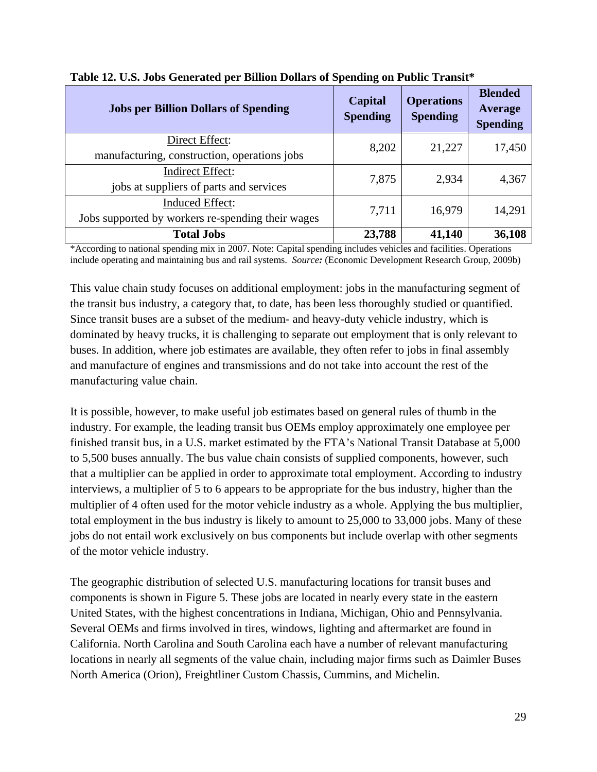**Table 12. U.S. Jobs Generated per Billion Dollars of Spending on Public Transit***

| Jobs per Billion Dollars of Spending | Capital Spending | Operations Spending | Blended Average Spending |
|---|---|---|---|
| Direct Effect: manufacturing, construction, operations jobs | 8,202 | 21,227 | 17,450 |
| Indirect Effect: jobs at suppliers of parts and services | 7,875 | 2,934 | 4,367 |
| Induced Effect: Jobs supported by workers re-spending their wages | 7,711 | 16,979 | 14,291 |
| **Total Jobs** | **23,788** | **41,140** | **36,108** |

*According to national spending mix in 2007. Note: Capital spending includes vehicles and facilities. Operations include operating and maintaining bus and rail systems. *Source:* (Economic Development Research Group, 2009b)

This value chain study focuses on additional employment: jobs in the manufacturing segment of the transit bus industry, a category that, to date, has been less thoroughly studied or quantified. Since transit buses are a subset of the medium- and heavy-duty vehicle industry, which is dominated by heavy trucks, it is challenging to separate out employment that is only relevant to buses. In addition, where job estimates are available, they often refer to jobs in final assembly and manufacture of engines and transmissions and do not take into account the rest of the manufacturing value chain.

It is possible, however, to make useful job estimates based on general rules of thumb in the industry. For example, the leading transit bus OEMs employ approximately one employee per finished transit bus, in a U.S. market estimated by the FTA's National Transit Database at 5,000 to 5,500 buses annually. The bus value chain consists of supplied components, however, such that a multiplier can be applied in order to approximate total employment. According to industry interviews, a multiplier of 5 to 6 appears to be appropriate for the bus industry, higher than the multiplier of 4 often used for the motor vehicle industry as a whole. Applying the bus multiplier, total employment in the bus industry is likely to amount to 25,000 to 33,000 jobs. Many of these jobs do not entail work exclusively on bus components but include overlap with other segments of the motor vehicle industry.

The geographic distribution of selected U.S. manufacturing locations for transit buses and components is shown in Figure 5. These jobs are located in nearly every state in the eastern United States, with the highest concentrations in Indiana, Michigan, Ohio and Pennsylvania. Several OEMs and firms involved in tires, windows, lighting and aftermarket are found in California. North Carolina and South Carolina each have a number of relevant manufacturing locations in nearly all segments of the value chain, including major firms such as Daimler Buses North America (Orion), Freightliner Custom Chassis, Cummins, and Michelin.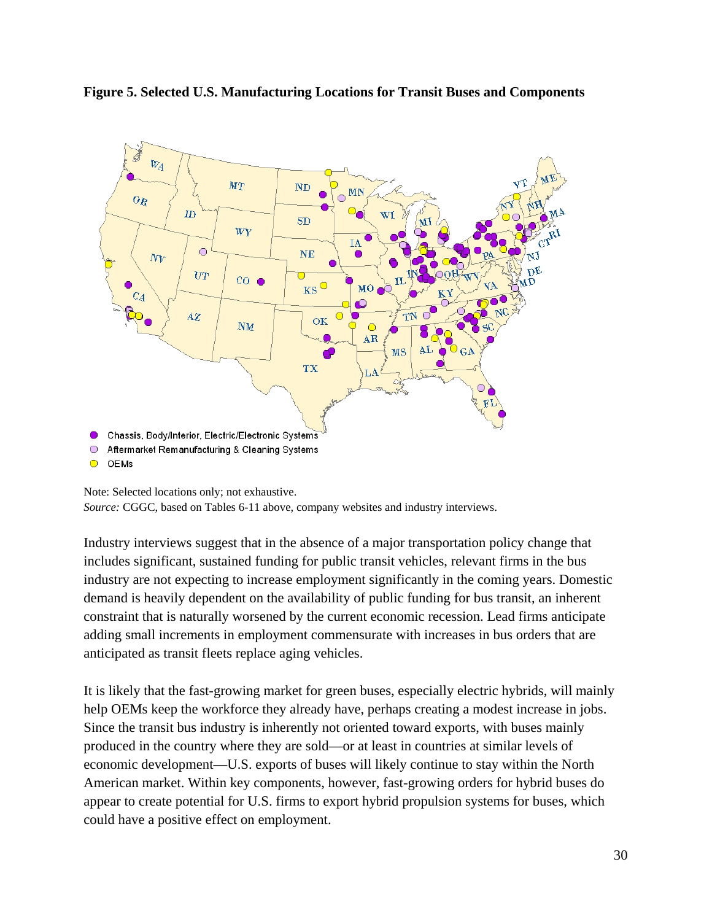**Figure 5. Selected U.S. Manufacturing Locations for Transit Buses and Components**

- Chassis, Body/Interior, Electric/Electronic Systems
- Aftermarket Remanufacturing & Cleaning Systems
- OEMs

Note: Selected locations only; not exhaustive.
*Source:* CGGC, based on Tables 6-11 above, company websites and industry interviews.

Industry interviews suggest that in the absence of a major transportation policy change that includes significant, sustained funding for public transit vehicles, relevant firms in the bus industry are not expecting to increase employment significantly in the coming years. Domestic demand is heavily dependent on the availability of public funding for bus transit, an inherent constraint that is naturally worsened by the current economic recession. Lead firms anticipate adding small increments in employment commensurate with increases in bus orders that are anticipated as transit fleets replace aging vehicles.

It is likely that the fast-growing market for green buses, especially electric hybrids, will mainly help OEMs keep the workforce they already have, perhaps creating a modest increase in jobs. Since the transit bus industry is inherently not oriented toward exports, with buses mainly produced in the country where they are sold—or at least in countries at similar levels of economic development—U.S. exports of buses will likely continue to stay within the North American market. Within key components, however, fast-growing orders for hybrid buses do appear to create potential for U.S. firms to export hybrid propulsion systems for buses, which could have a positive effect on employment.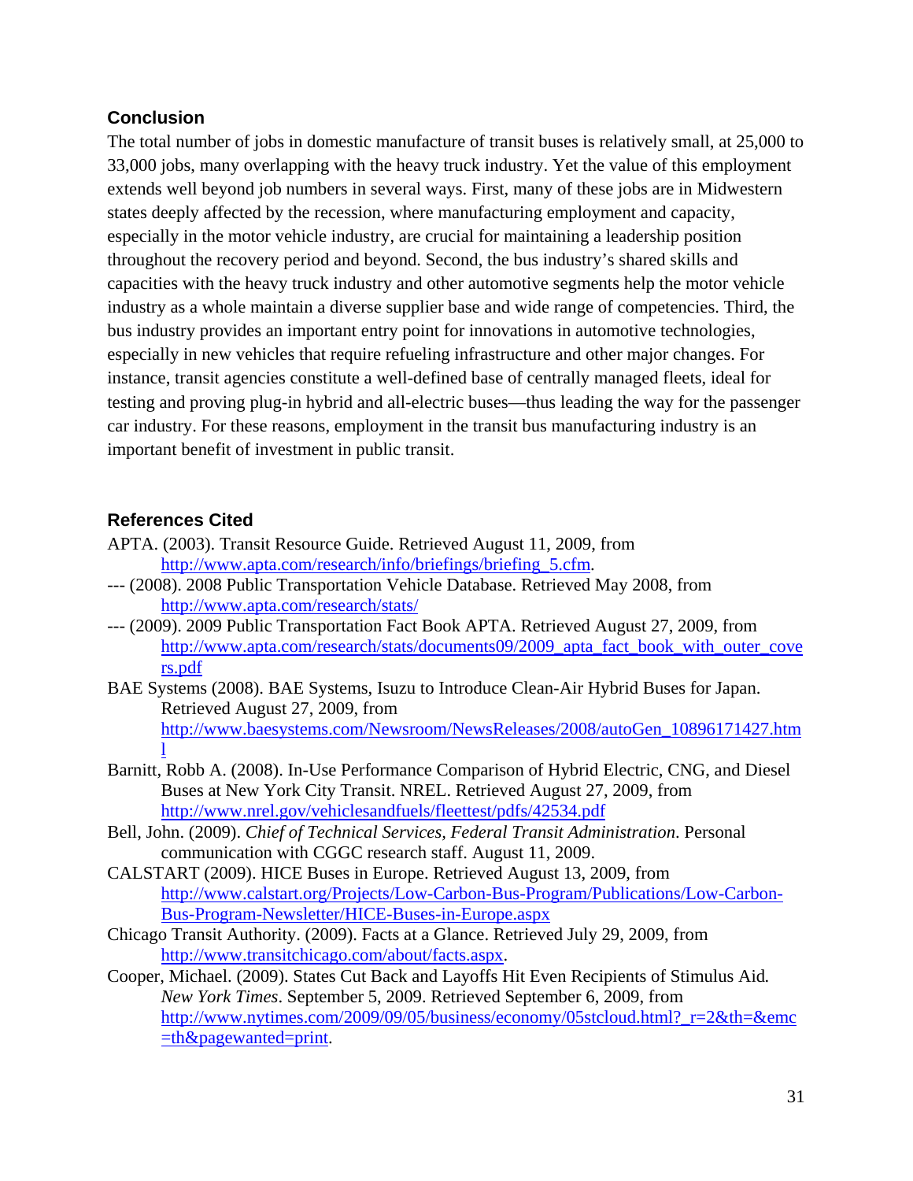## Conclusion

The total number of jobs in domestic manufacture of transit buses is relatively small, at 25,000 to 33,000 jobs, many overlapping with the heavy truck industry. Yet the value of this employment extends well beyond job numbers in several ways. First, many of these jobs are in Midwestern states deeply affected by the recession, where manufacturing employment and capacity, especially in the motor vehicle industry, are crucial for maintaining a leadership position throughout the recovery period and beyond. Second, the bus industry's shared skills and capacities with the heavy truck industry and other automotive segments help the motor vehicle industry as a whole maintain a diverse supplier base and wide range of competencies. Third, the bus industry provides an important entry point for innovations in automotive technologies, especially in new vehicles that require refueling infrastructure and other major changes. For instance, transit agencies constitute a well-defined base of centrally managed fleets, ideal for testing and proving plug-in hybrid and all-electric buses—thus leading the way for the passenger car industry. For these reasons, employment in the transit bus manufacturing industry is an important benefit of investment in public transit.

## References Cited

APTA. (2003). Transit Resource Guide. Retrieved August 11, 2009, from http://www.apta.com/research/info/briefings/briefing_5.cfm.

--- (2008). 2008 Public Transportation Vehicle Database. Retrieved May 2008, from http://www.apta.com/research/stats/

--- (2009). 2009 Public Transportation Fact Book APTA. Retrieved August 27, 2009, from http://www.apta.com/research/stats/documents09/2009_apta_fact_book_with_outer_covers.pdf

BAE Systems (2008). BAE Systems, Isuzu to Introduce Clean-Air Hybrid Buses for Japan. Retrieved August 27, 2009, from http://www.baesystems.com/Newsroom/NewsReleases/2008/autoGen_10896171427.html

Barnitt, Robb A. (2008). In-Use Performance Comparison of Hybrid Electric, CNG, and Diesel Buses at New York City Transit. NREL. Retrieved August 27, 2009, from http://www.nrel.gov/vehiclesandfuels/fleettest/pdfs/42534.pdf

Bell, John. (2009). *Chief of Technical Services, Federal Transit Administration*. Personal communication with CGGC research staff. August 11, 2009.

CALSTART (2009). HICE Buses in Europe. Retrieved August 13, 2009, from http://www.calstart.org/Projects/Low-Carbon-Bus-Program/Publications/Low-Carbon-Bus-Program-Newsletter/HICE-Buses-in-Europe.aspx

Chicago Transit Authority. (2009). Facts at a Glance. Retrieved July 29, 2009, from http://www.transitchicago.com/about/facts.aspx.

Cooper, Michael. (2009). States Cut Back and Layoffs Hit Even Recipients of Stimulus Aid. *New York Times*. September 5, 2009. Retrieved September 6, 2009, from http://www.nytimes.com/2009/09/05/business/economy/05stcloud.html?_r=2&th=&emc=th&pagewanted=print.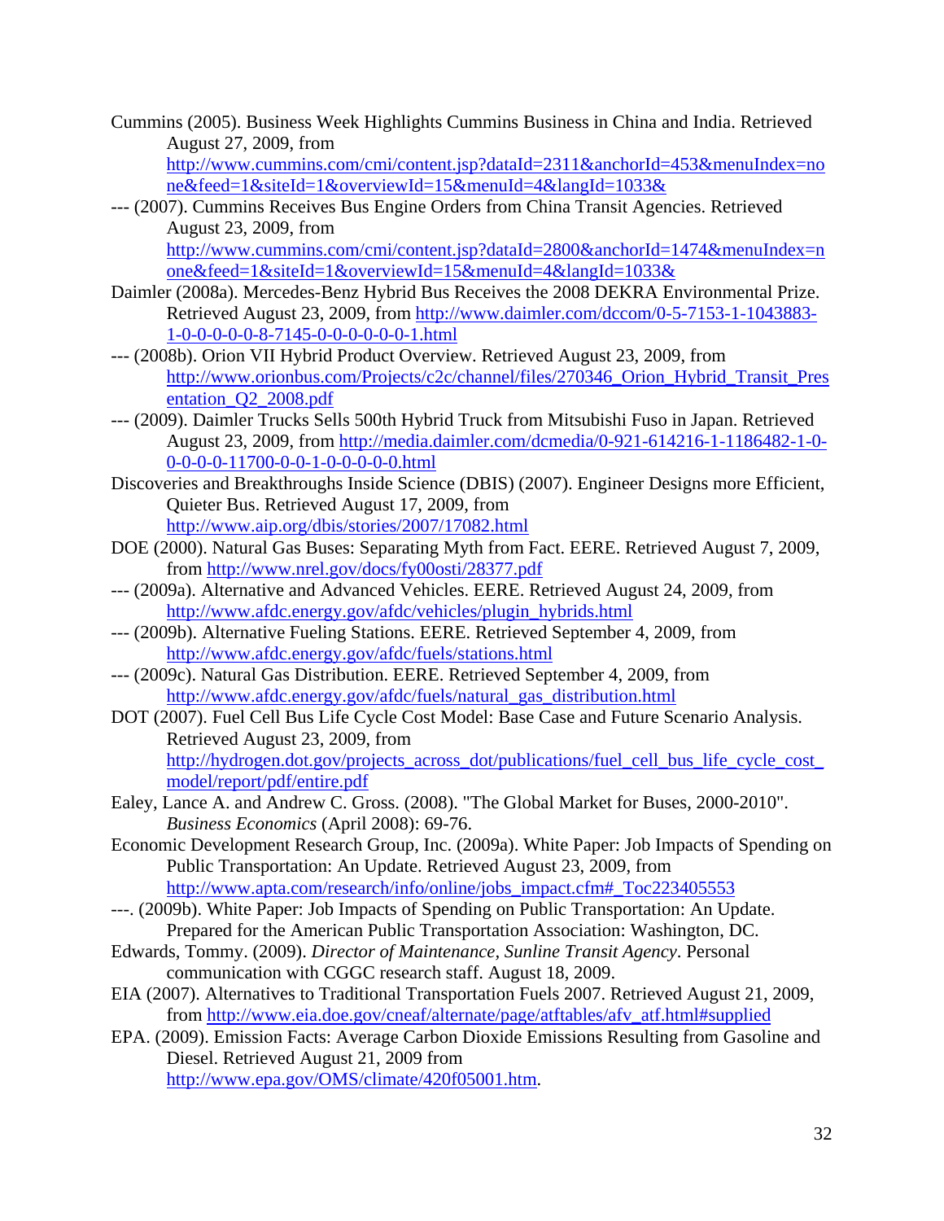Cummins (2005). Business Week Highlights Cummins Business in China and India. Retrieved August 27, 2009, from http://www.cummins.com/cmi/content.jsp?dataId=2311&anchorId=453&menuIndex=none&feed=1&siteId=1&overviewId=15&menuId=4&langId=1033&

--- (2007). Cummins Receives Bus Engine Orders from China Transit Agencies. Retrieved August 23, 2009, from http://www.cummins.com/cmi/content.jsp?dataId=2800&anchorId=1474&menuIndex=none&feed=1&siteId=1&overviewId=15&menuId=4&langId=1033&

Daimler (2008a). Mercedes-Benz Hybrid Bus Receives the 2008 DEKRA Environmental Prize. Retrieved August 23, 2009, from http://www.daimler.com/dccom/0-5-7153-1-1043883-1-0-0-0-0-0-8-7145-0-0-0-0-0-0-1.html

--- (2008b). Orion VII Hybrid Product Overview. Retrieved August 23, 2009, from http://www.orionbus.com/Projects/c2c/channel/files/270346_Orion_Hybrid_Transit_Presentation_Q2_2008.pdf

--- (2009). Daimler Trucks Sells 500th Hybrid Truck from Mitsubishi Fuso in Japan. Retrieved August 23, 2009, from http://media.daimler.com/dcmedia/0-921-614216-1-1186482-1-0-0-0-0-0-11700-0-0-1-0-0-0-0-0.html

Discoveries and Breakthroughs Inside Science (DBIS) (2007). Engineer Designs more Efficient, Quieter Bus. Retrieved August 17, 2009, from http://www.aip.org/dbis/stories/2007/17082.html

DOE (2000). Natural Gas Buses: Separating Myth from Fact. EERE. Retrieved August 7, 2009, from http://www.nrel.gov/docs/fy00osti/28377.pdf

--- (2009a). Alternative and Advanced Vehicles. EERE. Retrieved August 24, 2009, from http://www.afdc.energy.gov/afdc/vehicles/plugin_hybrids.html

--- (2009b). Alternative Fueling Stations. EERE. Retrieved September 4, 2009, from http://www.afdc.energy.gov/afdc/fuels/stations.html

--- (2009c). Natural Gas Distribution. EERE. Retrieved September 4, 2009, from http://www.afdc.energy.gov/afdc/fuels/natural_gas_distribution.html

DOT (2007). Fuel Cell Bus Life Cycle Cost Model: Base Case and Future Scenario Analysis. Retrieved August 23, 2009, from http://hydrogen.dot.gov/projects_across_dot/publications/fuel_cell_bus_life_cycle_cost_model/report/pdf/entire.pdf

Ealey, Lance A. and Andrew C. Gross. (2008). "The Global Market for Buses, 2000-2010". *Business Economics* (April 2008): 69-76.

Economic Development Research Group, Inc. (2009a). White Paper: Job Impacts of Spending on Public Transportation: An Update. Retrieved August 23, 2009, from http://www.apta.com/research/info/online/jobs_impact.cfm#_Toc223405553

---. (2009b). White Paper: Job Impacts of Spending on Public Transportation: An Update. Prepared for the American Public Transportation Association: Washington, DC.

Edwards, Tommy. (2009). *Director of Maintenance, Sunline Transit Agency*. Personal communication with CGGC research staff. August 18, 2009.

EIA (2007). Alternatives to Traditional Transportation Fuels 2007. Retrieved August 21, 2009, from http://www.eia.doe.gov/cneaf/alternate/page/atftables/afv_atf.html#supplied

EPA. (2009). Emission Facts: Average Carbon Dioxide Emissions Resulting from Gasoline and Diesel. Retrieved August 21, 2009 from http://www.epa.gov/OMS/climate/420f05001.htm.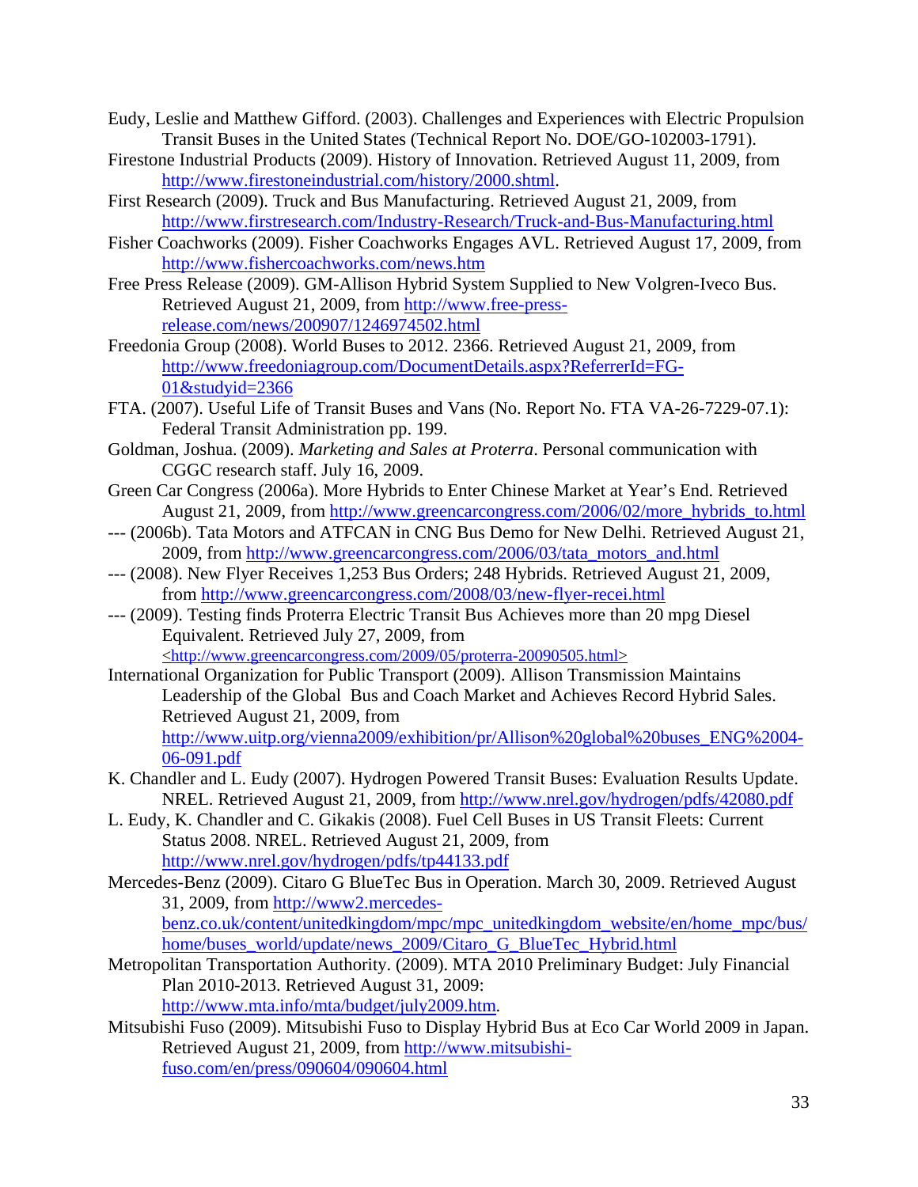Eudy, Leslie and Matthew Gifford. (2003). Challenges and Experiences with Electric Propulsion Transit Buses in the United States (Technical Report No. DOE/GO-102003-1791).

Firestone Industrial Products (2009). History of Innovation. Retrieved August 11, 2009, from http://www.firestoneindustrial.com/history/2000.shtml.

First Research (2009). Truck and Bus Manufacturing. Retrieved August 21, 2009, from http://www.firstresearch.com/Industry-Research/Truck-and-Bus-Manufacturing.html

Fisher Coachworks (2009). Fisher Coachworks Engages AVL. Retrieved August 17, 2009, from http://www.fishercoachworks.com/news.htm

Free Press Release (2009). GM-Allison Hybrid System Supplied to New Volgren-Iveco Bus. Retrieved August 21, 2009, from http://www.free-press-release.com/news/200907/1246974502.html

Freedonia Group (2008). World Buses to 2012. 2366. Retrieved August 21, 2009, from http://www.freedoniagroup.com/DocumentDetails.aspx?ReferrerId=FG-01&studyid=2366

FTA. (2007). Useful Life of Transit Buses and Vans (No. Report No. FTA VA-26-7229-07.1): Federal Transit Administration pp. 199.

Goldman, Joshua. (2009). *Marketing and Sales at Proterra*. Personal communication with CGGC research staff. July 16, 2009.

Green Car Congress (2006a). More Hybrids to Enter Chinese Market at Year's End. Retrieved August 21, 2009, from http://www.greencarcongress.com/2006/02/more_hybrids_to.html

--- (2006b). Tata Motors and ATFCAN in CNG Bus Demo for New Delhi. Retrieved August 21, 2009, from http://www.greencarcongress.com/2006/03/tata_motors_and.html

--- (2008). New Flyer Receives 1,253 Bus Orders; 248 Hybrids. Retrieved August 21, 2009, from http://www.greencarcongress.com/2008/03/new-flyer-recei.html

--- (2009). Testing finds Proterra Electric Transit Bus Achieves more than 20 mpg Diesel Equivalent. Retrieved July 27, 2009, from <http://www.greencarcongress.com/2009/05/proterra-20090505.html>

International Organization for Public Transport (2009). Allison Transmission Maintains Leadership of the Global Bus and Coach Market and Achieves Record Hybrid Sales. Retrieved August 21, 2009, from http://www.uitp.org/vienna2009/exhibition/pr/Allison%20global%20buses_ENG%2004-06-091.pdf

K. Chandler and L. Eudy (2007). Hydrogen Powered Transit Buses: Evaluation Results Update. NREL. Retrieved August 21, 2009, from http://www.nrel.gov/hydrogen/pdfs/42080.pdf

L. Eudy, K. Chandler and C. Gikakis (2008). Fuel Cell Buses in US Transit Fleets: Current Status 2008. NREL. Retrieved August 21, 2009, from http://www.nrel.gov/hydrogen/pdfs/tp44133.pdf

Mercedes-Benz (2009). Citaro G BlueTec Bus in Operation. March 30, 2009. Retrieved August 31, 2009, from http://www2.mercedes-benz.co.uk/content/unitedkingdom/mpc/mpc_unitedkingdom_website/en/home_mpc/bus/home/buses_world/update/news_2009/Citaro_G_BlueTec_Hybrid.html

Metropolitan Transportation Authority. (2009). MTA 2010 Preliminary Budget: July Financial Plan 2010-2013. Retrieved August 31, 2009: http://www.mta.info/mta/budget/july2009.htm.

Mitsubishi Fuso (2009). Mitsubishi Fuso to Display Hybrid Bus at Eco Car World 2009 in Japan. Retrieved August 21, 2009, from http://www.mitsubishi-fuso.com/en/press/090604/090604.html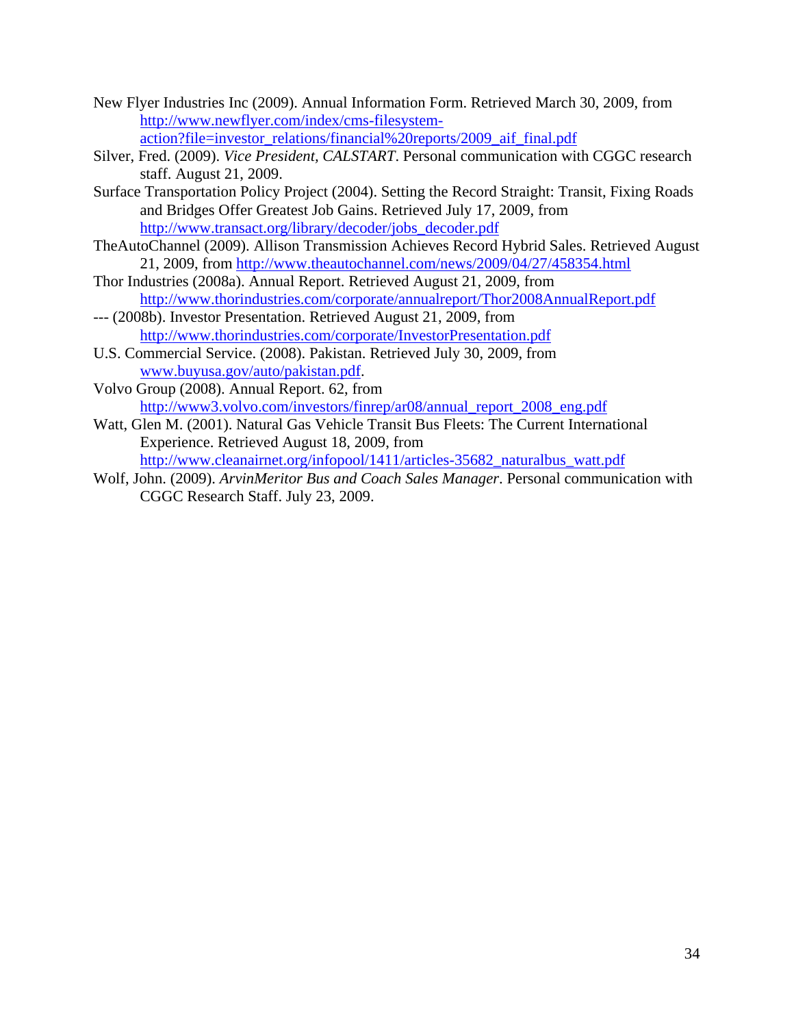New Flyer Industries Inc (2009). Annual Information Form. Retrieved March 30, 2009, from http://www.newflyer.com/index/cms-filesystem-action?file=investor_relations/financial%20reports/2009_aif_final.pdf

Silver, Fred. (2009). *Vice President, CALSTART*. Personal communication with CGGC research staff. August 21, 2009.

Surface Transportation Policy Project (2004). Setting the Record Straight: Transit, Fixing Roads and Bridges Offer Greatest Job Gains. Retrieved July 17, 2009, from http://www.transact.org/library/decoder/jobs_decoder.pdf

TheAutoChannel (2009). Allison Transmission Achieves Record Hybrid Sales. Retrieved August 21, 2009, from http://www.theautochannel.com/news/2009/04/27/458354.html

Thor Industries (2008a). Annual Report. Retrieved August 21, 2009, from http://www.thorindustries.com/corporate/annualreport/Thor2008AnnualReport.pdf

--- (2008b). Investor Presentation. Retrieved August 21, 2009, from http://www.thorindustries.com/corporate/InvestorPresentation.pdf

U.S. Commercial Service. (2008). Pakistan. Retrieved July 30, 2009, from www.buyusa.gov/auto/pakistan.pdf.

Volvo Group (2008). Annual Report. 62, from http://www3.volvo.com/investors/finrep/ar08/annual_report_2008_eng.pdf

Watt, Glen M. (2001). Natural Gas Vehicle Transit Bus Fleets: The Current International Experience. Retrieved August 18, 2009, from http://www.cleanairnet.org/infopool/1411/articles-35682_naturalbus_watt.pdf

Wolf, John. (2009). *ArvinMeritor Bus and Coach Sales Manager*. Personal communication with CGGC Research Staff. July 23, 2009.